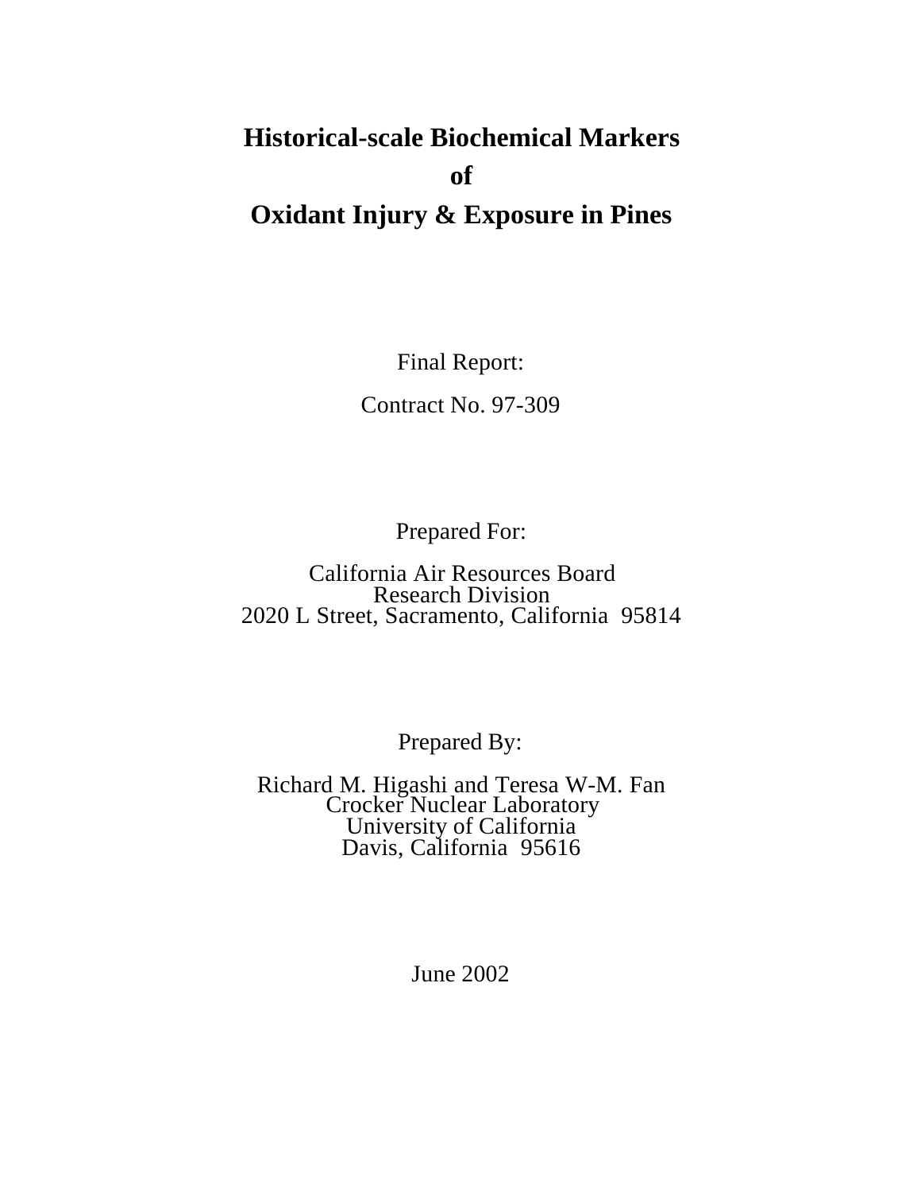# Historical-scale Biochemical Markers of Oxidant Injury & Exposure in Pines

Final Report:

Contract No. 97-309

Prepared For:

California Air Resources Board
Research Division
2020 L Street, Sacramento, California 95814

Prepared By:

Richard M. Higashi and Teresa W-M. Fan
Crocker Nuclear Laboratory
University of California
Davis, California 95616

June 2002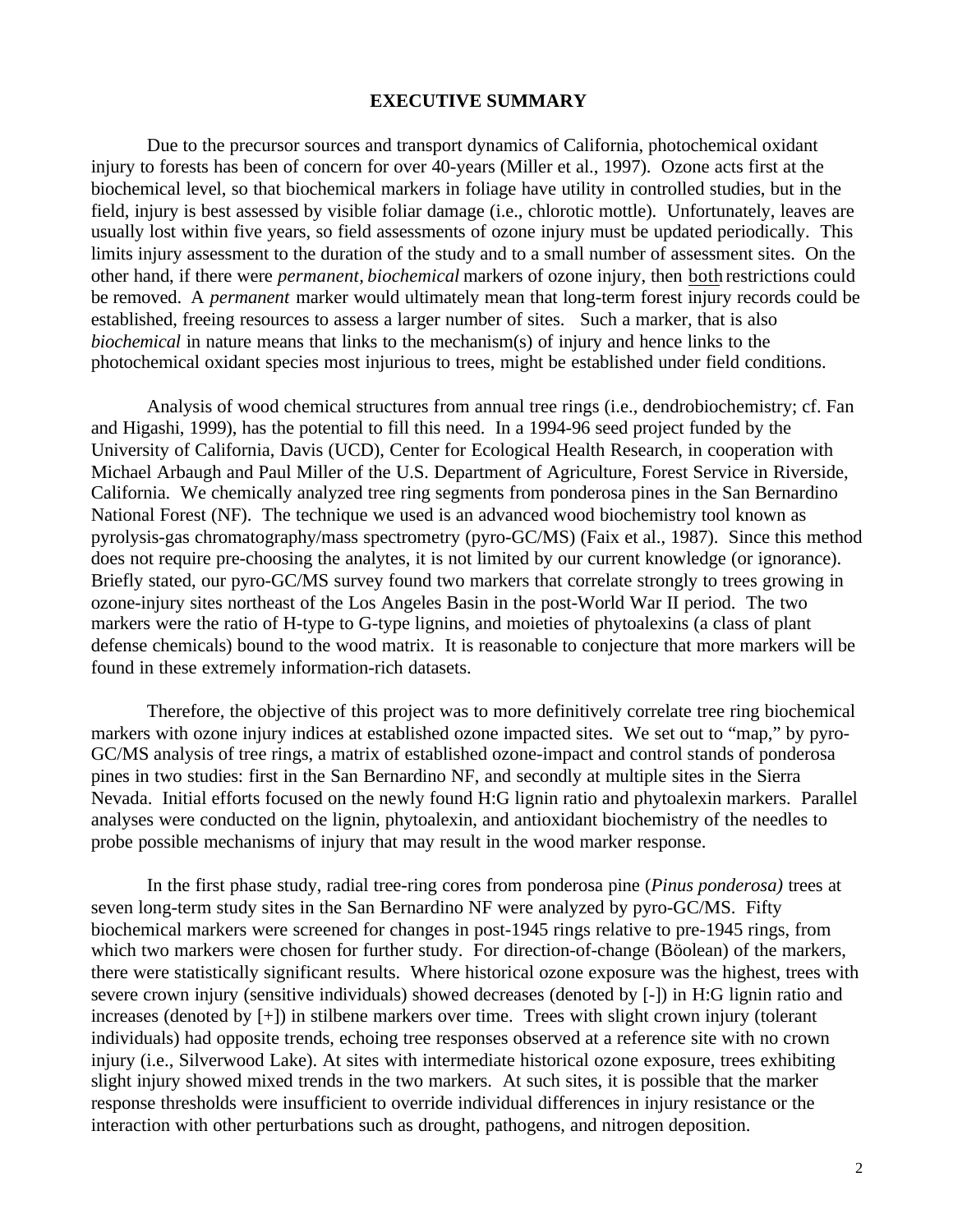## EXECUTIVE SUMMARY

Due to the precursor sources and transport dynamics of California, photochemical oxidant injury to forests has been of concern for over 40-years (Miller et al., 1997). Ozone acts first at the biochemical level, so that biochemical markers in foliage have utility in controlled studies, but in the field, injury is best assessed by visible foliar damage (i.e., chlorotic mottle). Unfortunately, leaves are usually lost within five years, so field assessments of ozone injury must be updated periodically. This limits injury assessment to the duration of the study and to a small number of assessment sites. On the other hand, if there were *permanent, biochemical* markers of ozone injury, then both restrictions could be removed. A *permanent* marker would ultimately mean that long-term forest injury records could be established, freeing resources to assess a larger number of sites. Such a marker, that is also *biochemical* in nature means that links to the mechanism(s) of injury and hence links to the photochemical oxidant species most injurious to trees, might be established under field conditions.

Analysis of wood chemical structures from annual tree rings (i.e., dendrobiochemistry; cf. Fan and Higashi, 1999), has the potential to fill this need. In a 1994-96 seed project funded by the University of California, Davis (UCD), Center for Ecological Health Research, in cooperation with Michael Arbaugh and Paul Miller of the U.S. Department of Agriculture, Forest Service in Riverside, California. We chemically analyzed tree ring segments from ponderosa pines in the San Bernardino National Forest (NF). The technique we used is an advanced wood biochemistry tool known as pyrolysis-gas chromatography/mass spectrometry (pyro-GC/MS) (Faix et al., 1987). Since this method does not require pre-choosing the analytes, it is not limited by our current knowledge (or ignorance). Briefly stated, our pyro-GC/MS survey found two markers that correlate strongly to trees growing in ozone-injury sites northeast of the Los Angeles Basin in the post-World War II period. The two markers were the ratio of H-type to G-type lignins, and moieties of phytoalexins (a class of plant defense chemicals) bound to the wood matrix. It is reasonable to conjecture that more markers will be found in these extremely information-rich datasets.

Therefore, the objective of this project was to more definitively correlate tree ring biochemical markers with ozone injury indices at established ozone impacted sites. We set out to "map," by pyro-GC/MS analysis of tree rings, a matrix of established ozone-impact and control stands of ponderosa pines in two studies: first in the San Bernardino NF, and secondly at multiple sites in the Sierra Nevada. Initial efforts focused on the newly found H:G lignin ratio and phytoalexin markers. Parallel analyses were conducted on the lignin, phytoalexin, and antioxidant biochemistry of the needles to probe possible mechanisms of injury that may result in the wood marker response.

In the first phase study, radial tree-ring cores from ponderosa pine (*Pinus ponderosa)* trees at seven long-term study sites in the San Bernardino NF were analyzed by pyro-GC/MS. Fifty biochemical markers were screened for changes in post-1945 rings relative to pre-1945 rings, from which two markers were chosen for further study. For direction-of-change (Böolean) of the markers, there were statistically significant results. Where historical ozone exposure was the highest, trees with severe crown injury (sensitive individuals) showed decreases (denoted by [-]) in H:G lignin ratio and increases (denoted by [+]) in stilbene markers over time. Trees with slight crown injury (tolerant individuals) had opposite trends, echoing tree responses observed at a reference site with no crown injury (i.e., Silverwood Lake). At sites with intermediate historical ozone exposure, trees exhibiting slight injury showed mixed trends in the two markers. At such sites, it is possible that the marker response thresholds were insufficient to override individual differences in injury resistance or the interaction with other perturbations such as drought, pathogens, and nitrogen deposition.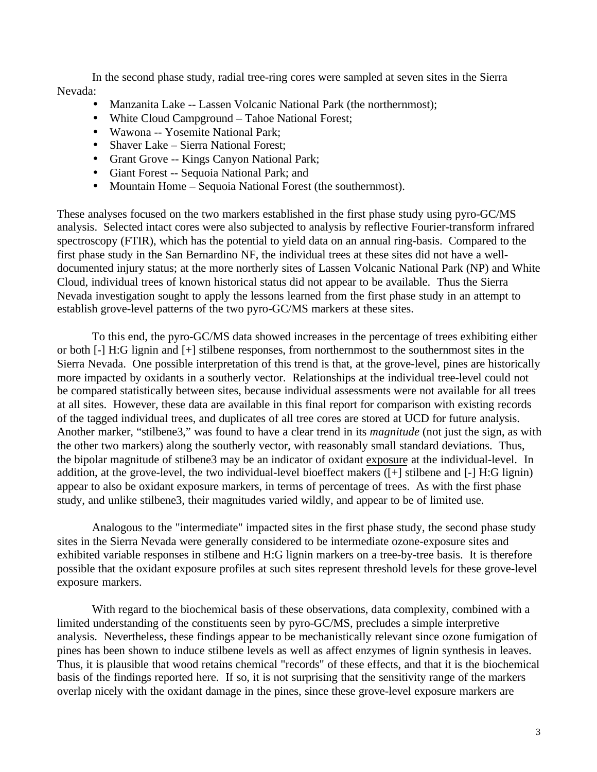In the second phase study, radial tree-ring cores were sampled at seven sites in the Sierra Nevada:

- Manzanita Lake -- Lassen Volcanic National Park (the northernmost);
- White Cloud Campground – Tahoe National Forest;
- Wawona -- Yosemite National Park;
- Shaver Lake – Sierra National Forest;
- Grant Grove -- Kings Canyon National Park;
- Giant Forest -- Sequoia National Park; and
- Mountain Home – Sequoia National Forest (the southernmost).

These analyses focused on the two markers established in the first phase study using pyro-GC/MS analysis. Selected intact cores were also subjected to analysis by reflective Fourier-transform infrared spectroscopy (FTIR), which has the potential to yield data on an annual ring-basis. Compared to the first phase study in the San Bernardino NF, the individual trees at these sites did not have a well-documented injury status; at the more northerly sites of Lassen Volcanic National Park (NP) and White Cloud, individual trees of known historical status did not appear to be available. Thus the Sierra Nevada investigation sought to apply the lessons learned from the first phase study in an attempt to establish grove-level patterns of the two pyro-GC/MS markers at these sites.

To this end, the pyro-GC/MS data showed increases in the percentage of trees exhibiting either or both [-] H:G lignin and [+] stilbene responses, from northernmost to the southernmost sites in the Sierra Nevada. One possible interpretation of this trend is that, at the grove-level, pines are historically more impacted by oxidants in a southerly vector. Relationships at the individual tree-level could not be compared statistically between sites, because individual assessments were not available for all trees at all sites. However, these data are available in this final report for comparison with existing records of the tagged individual trees, and duplicates of all tree cores are stored at UCD for future analysis. Another marker, "stilbene3," was found to have a clear trend in its *magnitude* (not just the sign, as with the other two markers) along the southerly vector, with reasonably small standard deviations. Thus, the bipolar magnitude of stilbene3 may be an indicator of oxidant <u>exposure</u> at the individual-level. In addition, at the grove-level, the two individual-level bioeffect makers ([+] stilbene and [-] H:G lignin) appear to also be oxidant exposure markers, in terms of percentage of trees. As with the first phase study, and unlike stilbene3, their magnitudes varied wildly, and appear to be of limited use.

Analogous to the "intermediate" impacted sites in the first phase study, the second phase study sites in the Sierra Nevada were generally considered to be intermediate ozone-exposure sites and exhibited variable responses in stilbene and H:G lignin markers on a tree-by-tree basis. It is therefore possible that the oxidant exposure profiles at such sites represent threshold levels for these grove-level exposure markers.

With regard to the biochemical basis of these observations, data complexity, combined with a limited understanding of the constituents seen by pyro-GC/MS, precludes a simple interpretive analysis. Nevertheless, these findings appear to be mechanistically relevant since ozone fumigation of pines has been shown to induce stilbene levels as well as affect enzymes of lignin synthesis in leaves. Thus, it is plausible that wood retains chemical "records" of these effects, and that it is the biochemical basis of the findings reported here. If so, it is not surprising that the sensitivity range of the markers overlap nicely with the oxidant damage in the pines, since these grove-level exposure markers are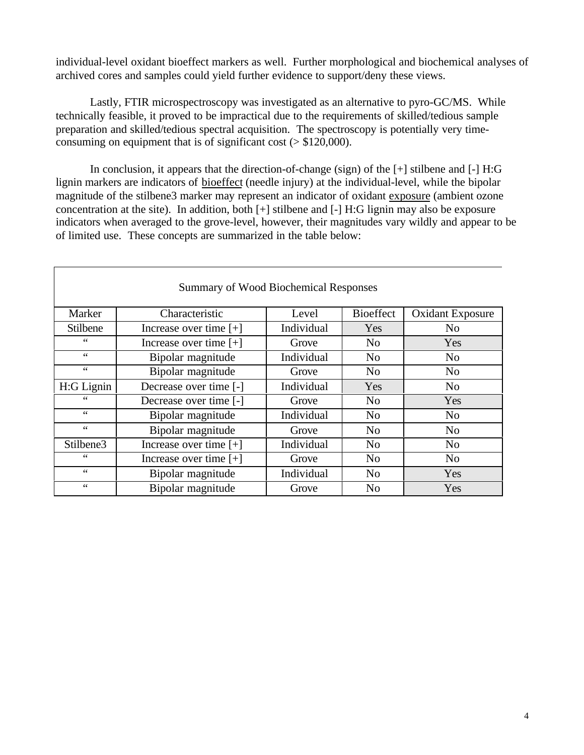individual-level oxidant bioeffect markers as well. Further morphological and biochemical analyses of archived cores and samples could yield further evidence to support/deny these views.

Lastly, FTIR microspectroscopy was investigated as an alternative to pyro-GC/MS. While technically feasible, it proved to be impractical due to the requirements of skilled/tedious sample preparation and skilled/tedious spectral acquisition. The spectroscopy is potentially very time-consuming on equipment that is of significant cost (> $120,000).

In conclusion, it appears that the direction-of-change (sign) of the [+] stilbene and [-] H:G lignin markers are indicators of <u>bioeffect</u> (needle injury) at the individual-level, while the bipolar magnitude of the stilbene3 marker may represent an indicator of oxidant <u>exposure</u> (ambient ozone concentration at the site). In addition, both [+] stilbene and [-] H:G lignin may also be exposure indicators when averaged to the grove-level, however, their magnitudes vary wildly and appear to be of limited use. These concepts are summarized in the table below:

Summary of Wood Biochemical Responses

| Marker | Characteristic | Level | Bioeffect | Oxidant Exposure |
|---|---|---|---|---|
| Stilbene | Increase over time [+] | Individual | Yes | No |
| " | Increase over time [+] | Grove | No | Yes |
| " | Bipolar magnitude | Individual | No | No |
| " | Bipolar magnitude | Grove | No | No |
| H:G Lignin | Decrease over time [-] | Individual | Yes | No |
| " | Decrease over time [-] | Grove | No | Yes |
| " | Bipolar magnitude | Individual | No | No |
| " | Bipolar magnitude | Grove | No | No |
| Stilbene3 | Increase over time [+] | Individual | No | No |
| " | Increase over time [+] | Grove | No | No |
| " | Bipolar magnitude | Individual | No | Yes |
| " | Bipolar magnitude | Grove | No | Yes |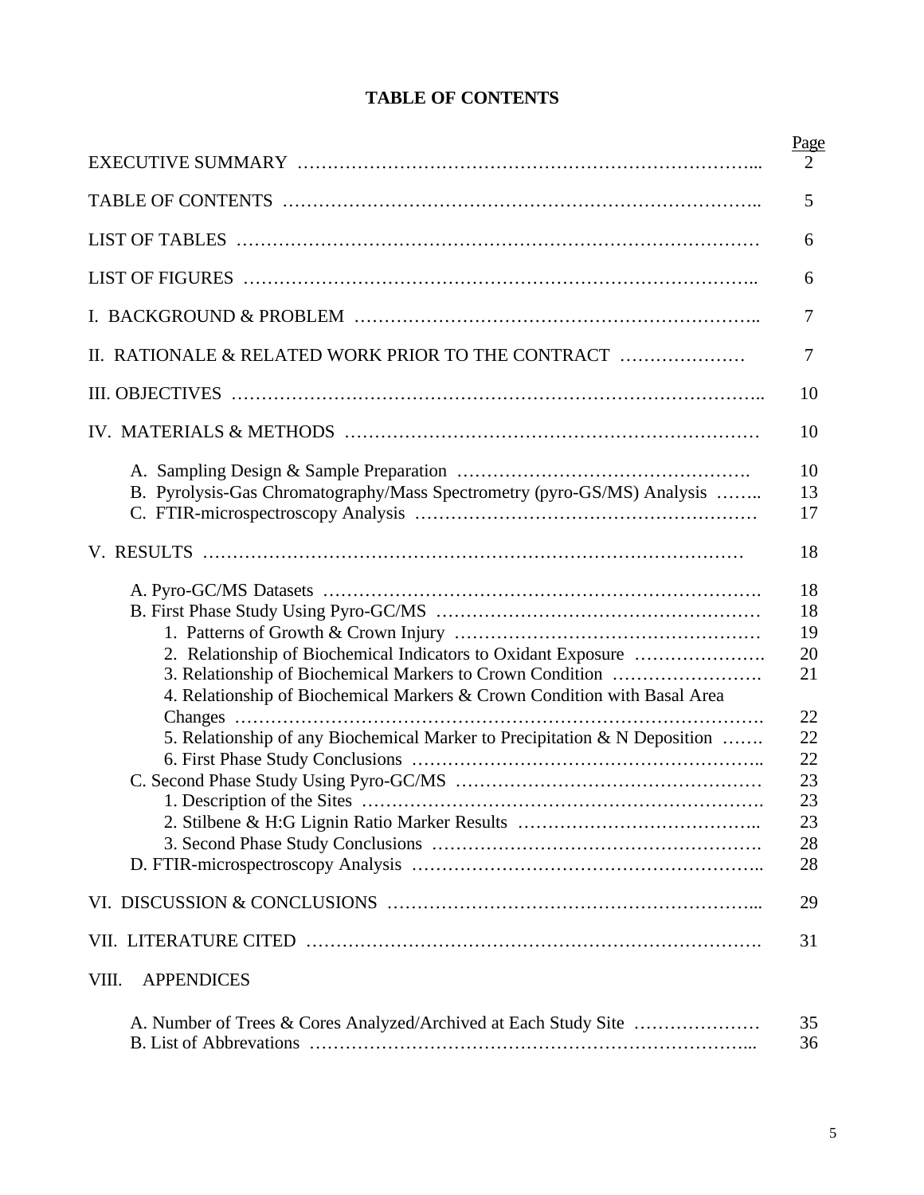# TABLE OF CONTENTS

| | Page |
|---|---|
| EXECUTIVE SUMMARY | 2 |
| TABLE OF CONTENTS | 5 |
| LIST OF TABLES | 6 |
| LIST OF FIGURES | 6 |
| I. BACKGROUND & PROBLEM | 7 |
| II. RATIONALE & RELATED WORK PRIOR TO THE CONTRACT | 7 |
| III. OBJECTIVES | 10 |
| IV. MATERIALS & METHODS | 10 |
| A. Sampling Design & Sample Preparation | 10 |
| B. Pyrolysis-Gas Chromatography/Mass Spectrometry (pyro-GS/MS) Analysis | 13 |
| C. FTIR-microspectroscopy Analysis | 17 |
| V. RESULTS | 18 |
| A. Pyro-GC/MS Datasets | 18 |
| B. First Phase Study Using Pyro-GC/MS | 18 |
| 1. Patterns of Growth & Crown Injury | 19 |
| 2. Relationship of Biochemical Indicators to Oxidant Exposure | 20 |
| 3. Relationship of Biochemical Markers to Crown Condition | 21 |
| 4. Relationship of Biochemical Markers & Crown Condition with Basal Area Changes | 22 |
| 5. Relationship of any Biochemical Marker to Precipitation & N Deposition | 22 |
| 6. First Phase Study Conclusions | 22 |
| C. Second Phase Study Using Pyro-GC/MS | 23 |
| 1. Description of the Sites | 23 |
| 2. Stilbene & H:G Lignin Ratio Marker Results | 23 |
| 3. Second Phase Study Conclusions | 28 |
| D. FTIR-microspectroscopy Analysis | 28 |
| VI. DISCUSSION & CONCLUSIONS | 29 |
| VII. LITERATURE CITED | 31 |
| VIII. APPENDICES | |
| A. Number of Trees & Cores Analyzed/Archived at Each Study Site | 35 |
| B. List of Abbrevations | 36 |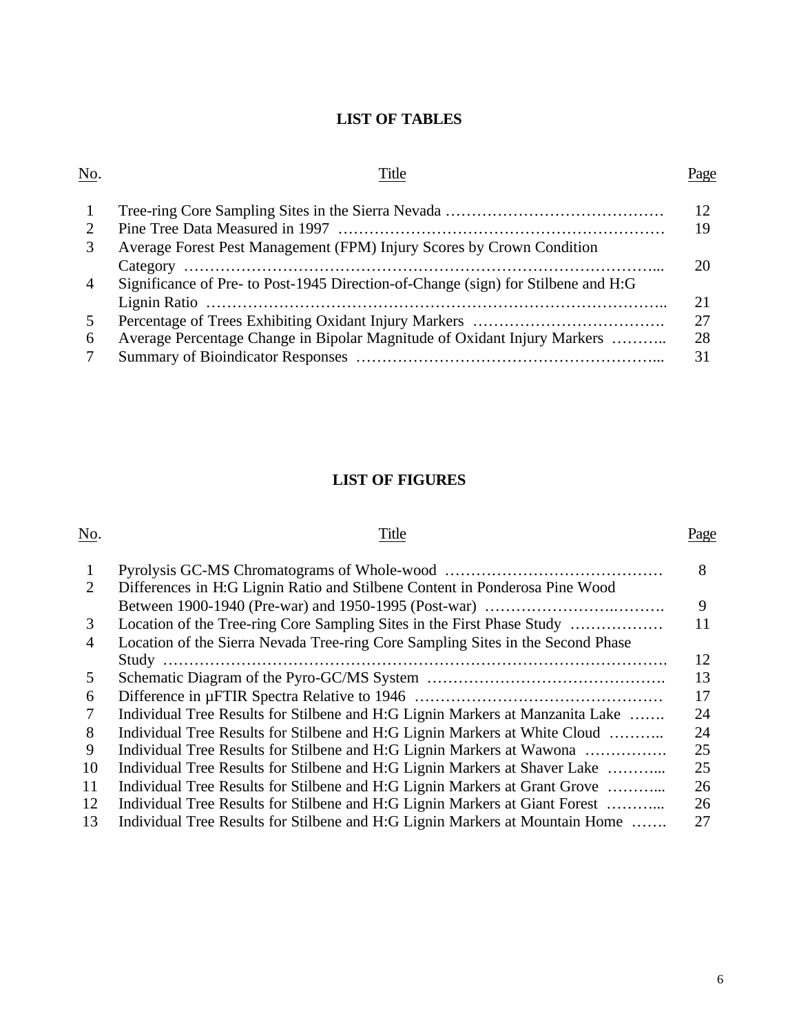## LIST OF TABLES

| No. | Title | Page |
|---|---|---|
| 1 | Tree-ring Core Sampling Sites in the Sierra Nevada | 12 |
| 2 | Pine Tree Data Measured in 1997 | 19 |
| 3 | Average Forest Pest Management (FPM) Injury Scores by Crown Condition Category | 20 |
| 4 | Significance of Pre- to Post-1945 Direction-of-Change (sign) for Stilbene and H:G Lignin Ratio | 21 |
| 5 | Percentage of Trees Exhibiting Oxidant Injury Markers | 27 |
| 6 | Average Percentage Change in Bipolar Magnitude of Oxidant Injury Markers | 28 |
| 7 | Summary of Bioindicator Responses | 31 |

## LIST OF FIGURES

| No. | Title | Page |
|---|---|---|
| 1 | Pyrolysis GC-MS Chromatograms of Whole-wood | 8 |
| 2 | Differences in H:G Lignin Ratio and Stilbene Content in Ponderosa Pine Wood Between 1900-1940 (Pre-war) and 1950-1995 (Post-war) | 9 |
| 3 | Location of the Tree-ring Core Sampling Sites in the First Phase Study | 11 |
| 4 | Location of the Sierra Nevada Tree-ring Core Sampling Sites in the Second Phase Study | 12 |
| 5 | Schematic Diagram of the Pyro-GC/MS System | 13 |
| 6 | Difference in µFTIR Spectra Relative to 1946 | 17 |
| 7 | Individual Tree Results for Stilbene and H:G Lignin Markers at Manzanita Lake | 24 |
| 8 | Individual Tree Results for Stilbene and H:G Lignin Markers at White Cloud | 24 |
| 9 | Individual Tree Results for Stilbene and H:G Lignin Markers at Wawona | 25 |
| 10 | Individual Tree Results for Stilbene and H:G Lignin Markers at Shaver Lake | 25 |
| 11 | Individual Tree Results for Stilbene and H:G Lignin Markers at Grant Grove | 26 |
| 12 | Individual Tree Results for Stilbene and H:G Lignin Markers at Giant Forest | 26 |
| 13 | Individual Tree Results for Stilbene and H:G Lignin Markers at Mountain Home | 27 |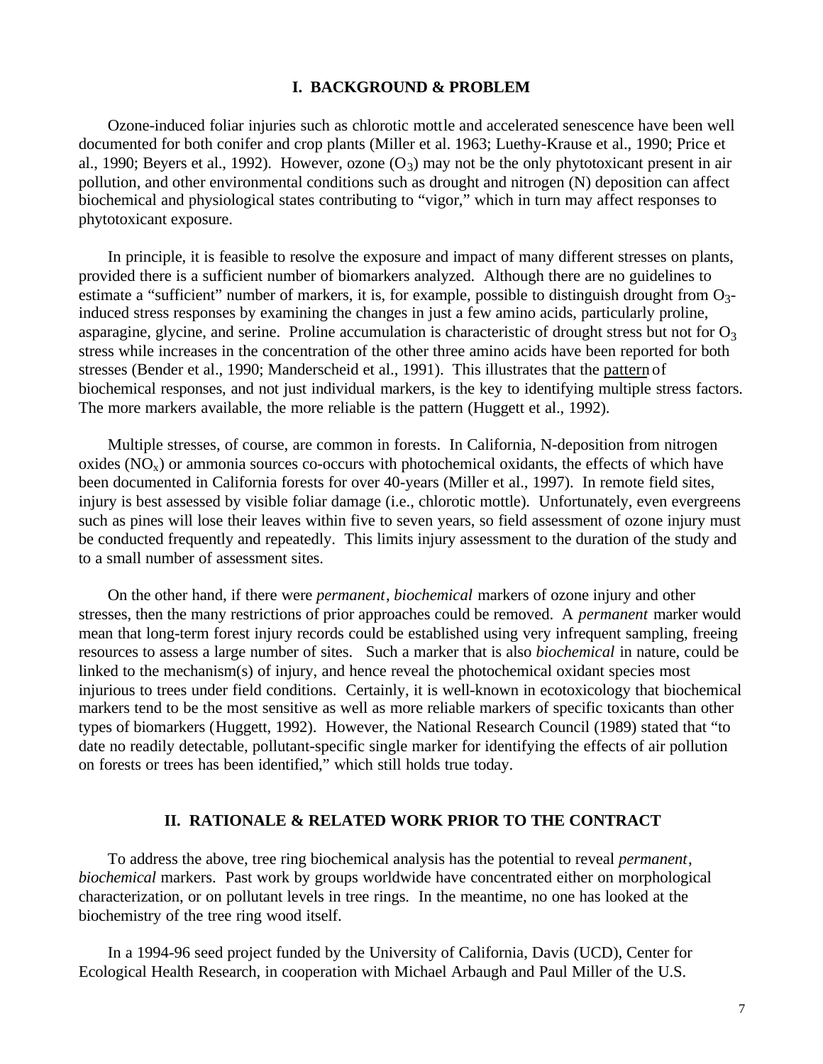## I. BACKGROUND & PROBLEM

Ozone-induced foliar injuries such as chlorotic mottle and accelerated senescence have been well documented for both conifer and crop plants (Miller et al. 1963; Luethy-Krause et al., 1990; Price et al., 1990; Beyers et al., 1992). However, ozone ($O_3$) may not be the only phytotoxicant present in air pollution, and other environmental conditions such as drought and nitrogen (N) deposition can affect biochemical and physiological states contributing to "vigor," which in turn may affect responses to phytotoxicant exposure.

In principle, it is feasible to resolve the exposure and impact of many different stresses on plants, provided there is a sufficient number of biomarkers analyzed. Although there are no guidelines to estimate a "sufficient" number of markers, it is, for example, possible to distinguish drought from $O_3$-induced stress responses by examining the changes in just a few amino acids, particularly proline, asparagine, glycine, and serine. Proline accumulation is characteristic of drought stress but not for $O_3$ stress while increases in the concentration of the other three amino acids have been reported for both stresses (Bender et al., 1990; Manderscheid et al., 1991). This illustrates that the pattern of biochemical responses, and not just individual markers, is the key to identifying multiple stress factors. The more markers available, the more reliable is the pattern (Huggett et al., 1992).

Multiple stresses, of course, are common in forests. In California, N-deposition from nitrogen oxides ($NO_x$) or ammonia sources co-occurs with photochemical oxidants, the effects of which have been documented in California forests for over 40-years (Miller et al., 1997). In remote field sites, injury is best assessed by visible foliar damage (i.e., chlorotic mottle). Unfortunately, even evergreens such as pines will lose their leaves within five to seven years, so field assessment of ozone injury must be conducted frequently and repeatedly. This limits injury assessment to the duration of the study and to a small number of assessment sites.

On the other hand, if there were *permanent*, *biochemical* markers of ozone injury and other stresses, then the many restrictions of prior approaches could be removed. A *permanent* marker would mean that long-term forest injury records could be established using very infrequent sampling, freeing resources to assess a large number of sites. Such a marker that is also *biochemical* in nature, could be linked to the mechanism(s) of injury, and hence reveal the photochemical oxidant species most injurious to trees under field conditions. Certainly, it is well-known in ecotoxicology that biochemical markers tend to be the most sensitive as well as more reliable markers of specific toxicants than other types of biomarkers (Huggett, 1992). However, the National Research Council (1989) stated that "to date no readily detectable, pollutant-specific single marker for identifying the effects of air pollution on forests or trees has been identified," which still holds true today.

## II. RATIONALE & RELATED WORK PRIOR TO THE CONTRACT

To address the above, tree ring biochemical analysis has the potential to reveal *permanent*, *biochemical* markers. Past work by groups worldwide have concentrated either on morphological characterization, or on pollutant levels in tree rings. In the meantime, no one has looked at the biochemistry of the tree ring wood itself.

In a 1994-96 seed project funded by the University of California, Davis (UCD), Center for Ecological Health Research, in cooperation with Michael Arbaugh and Paul Miller of the U.S.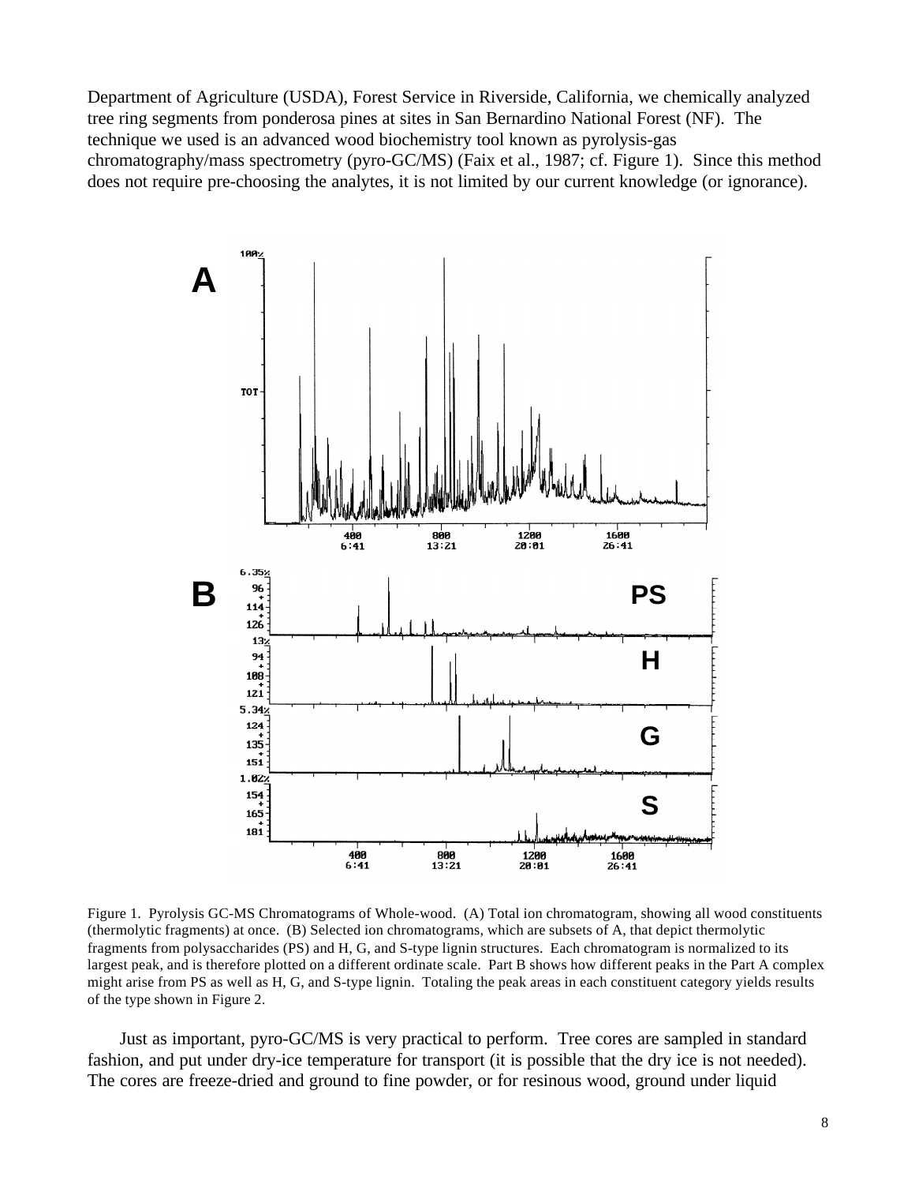Department of Agriculture (USDA), Forest Service in Riverside, California, we chemically analyzed tree ring segments from ponderosa pines at sites in San Bernardino National Forest (NF). The technique we used is an advanced wood biochemistry tool known as pyrolysis-gas chromatography/mass spectrometry (pyro-GC/MS) (Faix et al., 1987; cf. Figure 1). Since this method does not require pre-choosing the analytes, it is not limited by our current knowledge (or ignorance).

Figure 1. Pyrolysis GC-MS Chromatograms of Whole-wood. (A) Total ion chromatogram, showing all wood constituents (thermolytic fragments) at once. (B) Selected ion chromatograms, which are subsets of A, that depict thermolytic fragments from polysaccharides (PS) and H, G, and S-type lignin structures. Each chromatogram is normalized to its largest peak, and is therefore plotted on a different ordinate scale. Part B shows how different peaks in the Part A complex might arise from PS as well as H, G, and S-type lignin. Totaling the peak areas in each constituent category yields results of the type shown in Figure 2.

Just as important, pyro-GC/MS is very practical to perform. Tree cores are sampled in standard fashion, and put under dry-ice temperature for transport (it is possible that the dry ice is not needed). The cores are freeze-dried and ground to fine powder, or for resinous wood, ground under liquid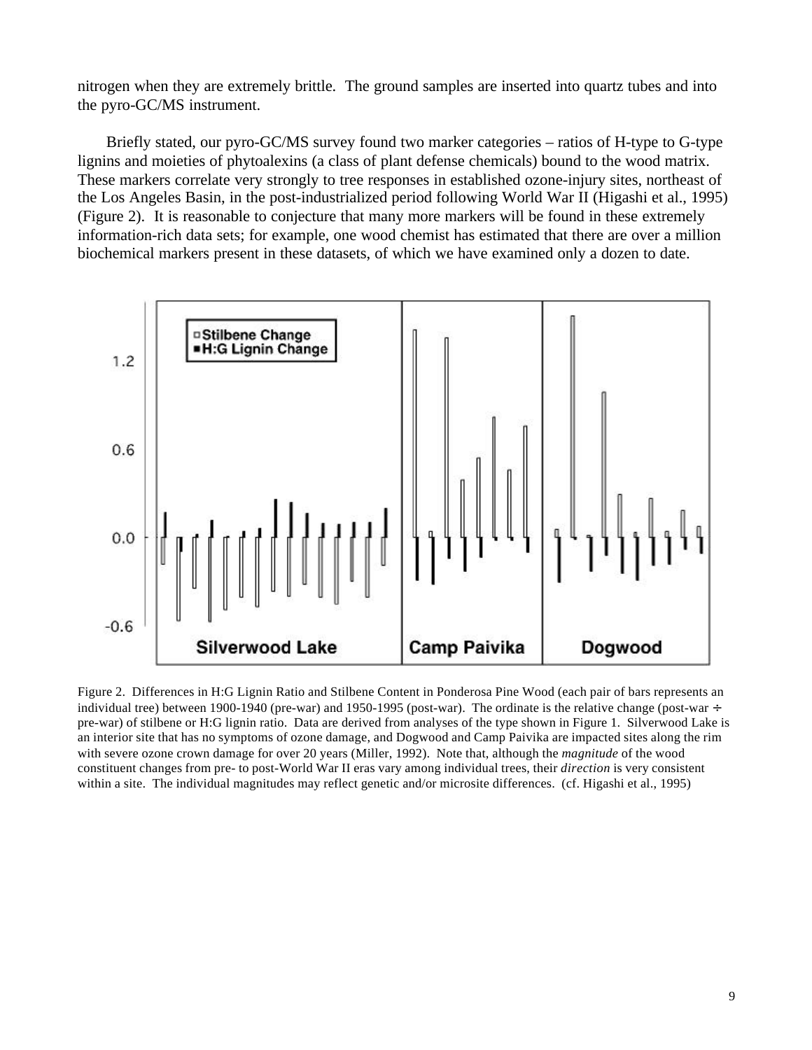nitrogen when they are extremely brittle. The ground samples are inserted into quartz tubes and into the pyro-GC/MS instrument.

Briefly stated, our pyro-GC/MS survey found two marker categories – ratios of H-type to G-type lignins and moieties of phytoalexins (a class of plant defense chemicals) bound to the wood matrix. These markers correlate very strongly to tree responses in established ozone-injury sites, northeast of the Los Angeles Basin, in the post-industrialized period following World War II (Higashi et al., 1995) (Figure 2). It is reasonable to conjecture that many more markers will be found in these extremely information-rich data sets; for example, one wood chemist has estimated that there are over a million biochemical markers present in these datasets, of which we have examined only a dozen to date.

Figure 2. Differences in H:G Lignin Ratio and Stilbene Content in Ponderosa Pine Wood (each pair of bars represents an individual tree) between 1900-1940 (pre-war) and 1950-1995 (post-war). The ordinate is the relative change (post-war ÷ pre-war) of stilbene or H:G lignin ratio. Data are derived from analyses of the type shown in Figure 1. Silverwood Lake is an interior site that has no symptoms of ozone damage, and Dogwood and Camp Paivika are impacted sites along the rim with severe ozone crown damage for over 20 years (Miller, 1992). Note that, although the *magnitude* of the wood constituent changes from pre- to post-World War II eras vary among individual trees, their *direction* is very consistent within a site. The individual magnitudes may reflect genetic and/or microsite differences. (cf. Higashi et al., 1995)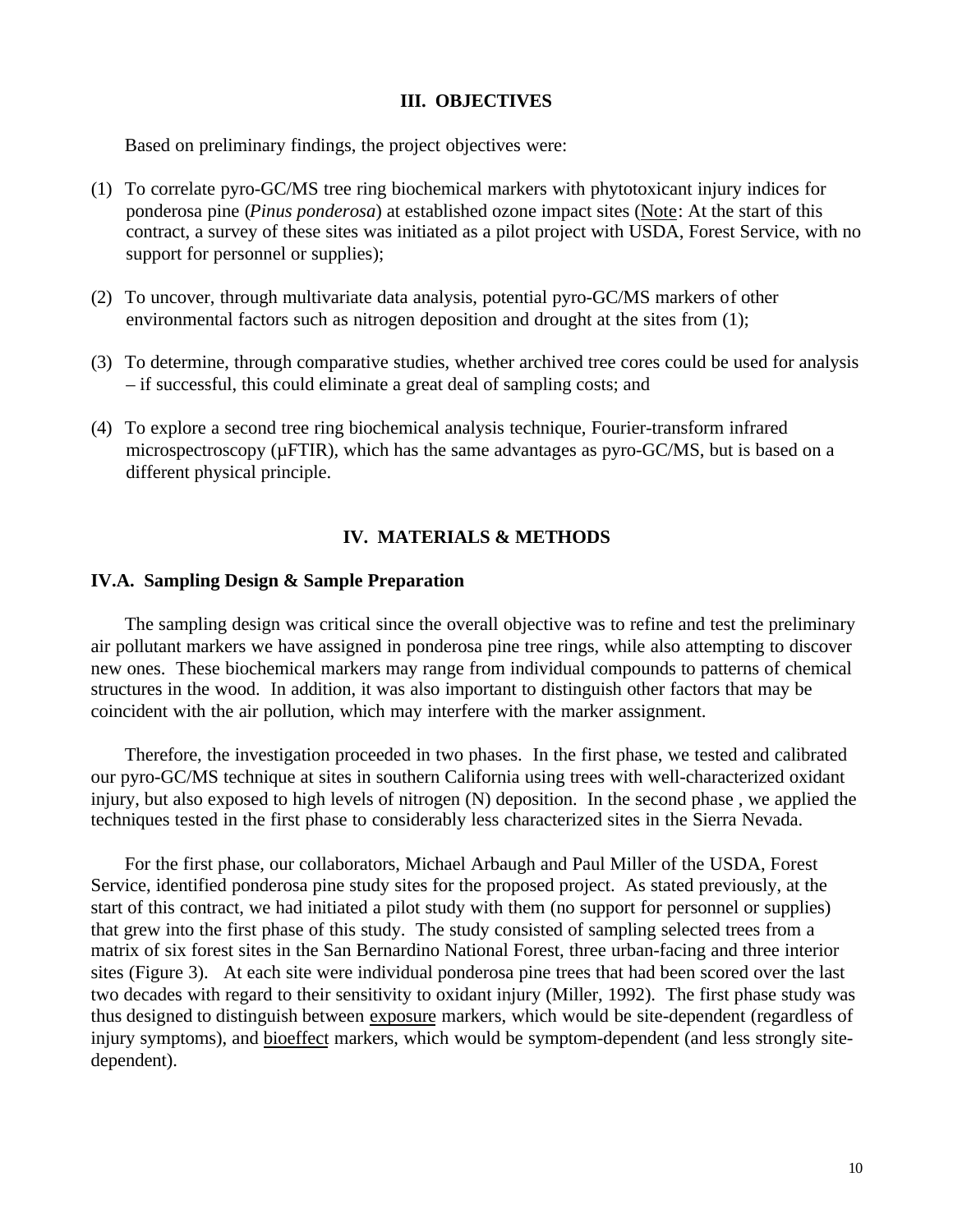## III. OBJECTIVES

Based on preliminary findings, the project objectives were:

(1) To correlate pyro-GC/MS tree ring biochemical markers with phytotoxicant injury indices for ponderosa pine (*Pinus ponderosa*) at established ozone impact sites (<u>Note</u>: At the start of this contract, a survey of these sites was initiated as a pilot project with USDA, Forest Service, with no support for personnel or supplies);

(2) To uncover, through multivariate data analysis, potential pyro-GC/MS markers of other environmental factors such as nitrogen deposition and drought at the sites from (1);

(3) To determine, through comparative studies, whether archived tree cores could be used for analysis – if successful, this could eliminate a great deal of sampling costs; and

(4) To explore a second tree ring biochemical analysis technique, Fourier-transform infrared microspectroscopy (µFTIR), which has the same advantages as pyro-GC/MS, but is based on a different physical principle.

## IV. MATERIALS & METHODS

### IV.A. Sampling Design & Sample Preparation

The sampling design was critical since the overall objective was to refine and test the preliminary air pollutant markers we have assigned in ponderosa pine tree rings, while also attempting to discover new ones. These biochemical markers may range from individual compounds to patterns of chemical structures in the wood. In addition, it was also important to distinguish other factors that may be coincident with the air pollution, which may interfere with the marker assignment.

Therefore, the investigation proceeded in two phases. In the first phase, we tested and calibrated our pyro-GC/MS technique at sites in southern California using trees with well-characterized oxidant injury, but also exposed to high levels of nitrogen (N) deposition. In the second phase , we applied the techniques tested in the first phase to considerably less characterized sites in the Sierra Nevada.

For the first phase, our collaborators, Michael Arbaugh and Paul Miller of the USDA, Forest Service, identified ponderosa pine study sites for the proposed project. As stated previously, at the start of this contract, we had initiated a pilot study with them (no support for personnel or supplies) that grew into the first phase of this study. The study consisted of sampling selected trees from a matrix of six forest sites in the San Bernardino National Forest, three urban-facing and three interior sites (Figure 3). At each site were individual ponderosa pine trees that had been scored over the last two decades with regard to their sensitivity to oxidant injury (Miller, 1992). The first phase study was thus designed to distinguish between <u>exposure</u> markers, which would be site-dependent (regardless of injury symptoms), and <u>bioeffect</u> markers, which would be symptom-dependent (and less strongly site-dependent).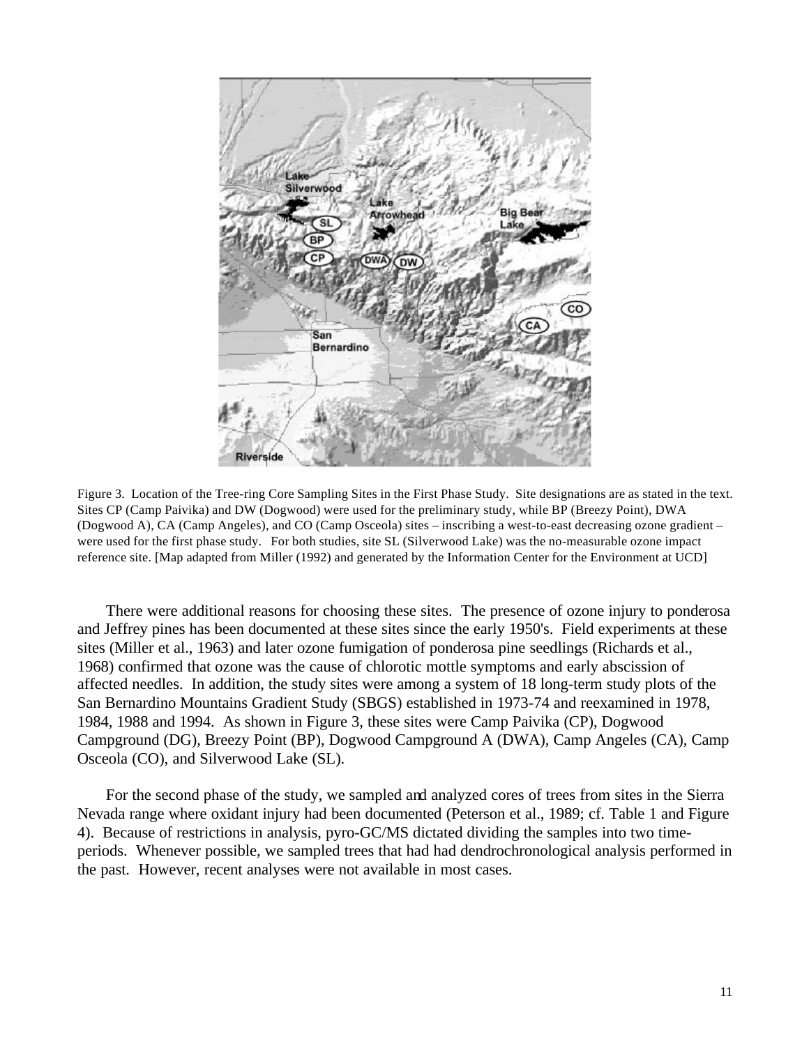Figure 3. Location of the Tree-ring Core Sampling Sites in the First Phase Study. Site designations are as stated in the text. Sites CP (Camp Paivika) and DW (Dogwood) were used for the preliminary study, while BP (Breezy Point), DWA (Dogwood A), CA (Camp Angeles), and CO (Camp Osceola) sites – inscribing a west-to-east decreasing ozone gradient – were used for the first phase study. For both studies, site SL (Silverwood Lake) was the no-measurable ozone impact reference site. [Map adapted from Miller (1992) and generated by the Information Center for the Environment at UCD]

There were additional reasons for choosing these sites. The presence of ozone injury to ponderosa and Jeffrey pines has been documented at these sites since the early 1950's. Field experiments at these sites (Miller et al., 1963) and later ozone fumigation of ponderosa pine seedlings (Richards et al., 1968) confirmed that ozone was the cause of chlorotic mottle symptoms and early abscission of affected needles. In addition, the study sites were among a system of 18 long-term study plots of the San Bernardino Mountains Gradient Study (SBGS) established in 1973-74 and reexamined in 1978, 1984, 1988 and 1994. As shown in Figure 3, these sites were Camp Paivika (CP), Dogwood Campground (DG), Breezy Point (BP), Dogwood Campground A (DWA), Camp Angeles (CA), Camp Osceola (CO), and Silverwood Lake (SL).

For the second phase of the study, we sampled and analyzed cores of trees from sites in the Sierra Nevada range where oxidant injury had been documented (Peterson et al., 1989; cf. Table 1 and Figure 4). Because of restrictions in analysis, pyro-GC/MS dictated dividing the samples into two time-periods. Whenever possible, we sampled trees that had had dendrochronological analysis performed in the past. However, recent analyses were not available in most cases.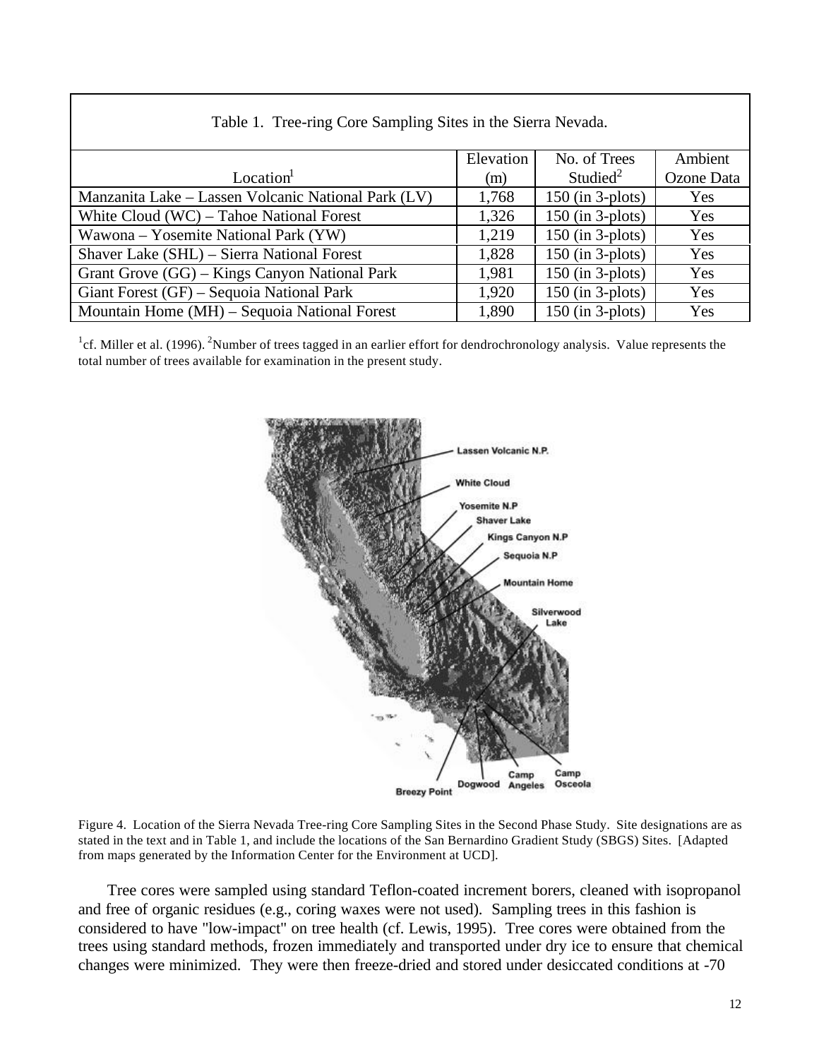Table 1. Tree-ring Core Sampling Sites in the Sierra Nevada.

| Location[1] | Elevation (m) | No. of Trees Studied[2] | Ambient Ozone Data |
|---|---|---|---|
| Manzanita Lake – Lassen Volcanic National Park (LV) | 1,768 | 150 (in 3-plots) | Yes |
| White Cloud (WC) – Tahoe National Forest | 1,326 | 150 (in 3-plots) | Yes |
| Wawona – Yosemite National Park (YW) | 1,219 | 150 (in 3-plots) | Yes |
| Shaver Lake (SHL) – Sierra National Forest | 1,828 | 150 (in 3-plots) | Yes |
| Grant Grove (GG) – Kings Canyon National Park | 1,981 | 150 (in 3-plots) | Yes |
| Giant Forest (GF) – Sequoia National Park | 1,920 | 150 (in 3-plots) | Yes |
| Mountain Home (MH) – Sequoia National Forest | 1,890 | 150 (in 3-plots) | Yes |

[1]cf. Miller et al. (1996). [2]Number of trees tagged in an earlier effort for dendrochronology analysis. Value represents the total number of trees available for examination in the present study.

Figure 4. Location of the Sierra Nevada Tree-ring Core Sampling Sites in the Second Phase Study. Site designations are as stated in the text and in Table 1, and include the locations of the San Bernardino Gradient Study (SBGS) Sites. [Adapted from maps generated by the Information Center for the Environment at UCD].

Tree cores were sampled using standard Teflon-coated increment borers, cleaned with isopropanol and free of organic residues (e.g., coring waxes were not used). Sampling trees in this fashion is considered to have "low-impact" on tree health (cf. Lewis, 1995). Tree cores were obtained from the trees using standard methods, frozen immediately and transported under dry ice to ensure that chemical changes were minimized. They were then freeze-dried and stored under desiccated conditions at -70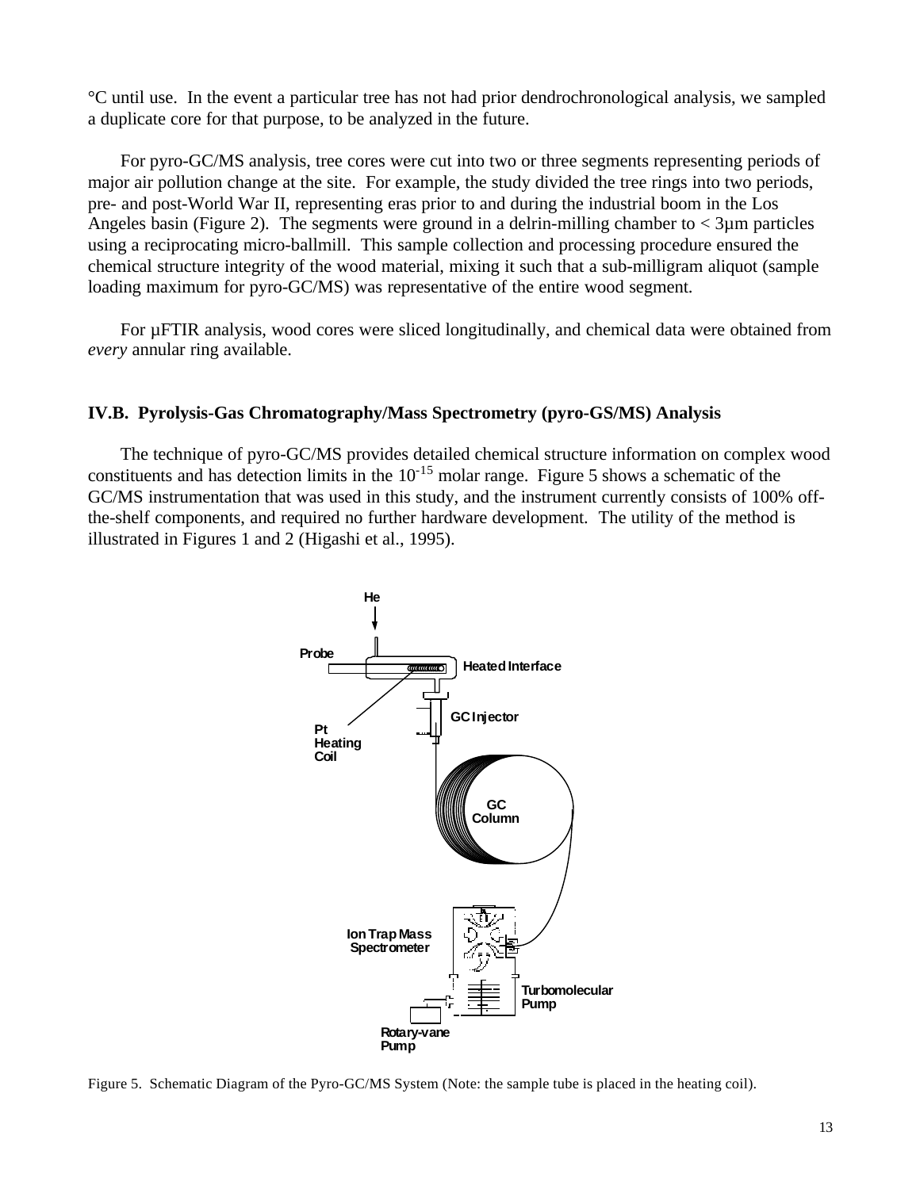°C until use. In the event a particular tree has not had prior dendrochronological analysis, we sampled a duplicate core for that purpose, to be analyzed in the future.

For pyro-GC/MS analysis, tree cores were cut into two or three segments representing periods of major air pollution change at the site. For example, the study divided the tree rings into two periods, pre- and post-World War II, representing eras prior to and during the industrial boom in the Los Angeles basin (Figure 2). The segments were ground in a delrin-milling chamber to < 3µm particles using a reciprocating micro-ballmill. This sample collection and processing procedure ensured the chemical structure integrity of the wood material, mixing it such that a sub-milligram aliquot (sample loading maximum for pyro-GC/MS) was representative of the entire wood segment.

For µFTIR analysis, wood cores were sliced longitudinally, and chemical data were obtained from *every* annular ring available.

### IV.B. Pyrolysis-Gas Chromatography/Mass Spectrometry (pyro-GS/MS) Analysis

The technique of pyro-GC/MS provides detailed chemical structure information on complex wood constituents and has detection limits in the $10^{-15}$ molar range. Figure 5 shows a schematic of the GC/MS instrumentation that was used in this study, and the instrument currently consists of 100% off-the-shelf components, and required no further hardware development. The utility of the method is illustrated in Figures 1 and 2 (Higashi et al., 1995).

Figure 5. Schematic Diagram of the Pyro-GC/MS System (Note: the sample tube is placed in the heating coil).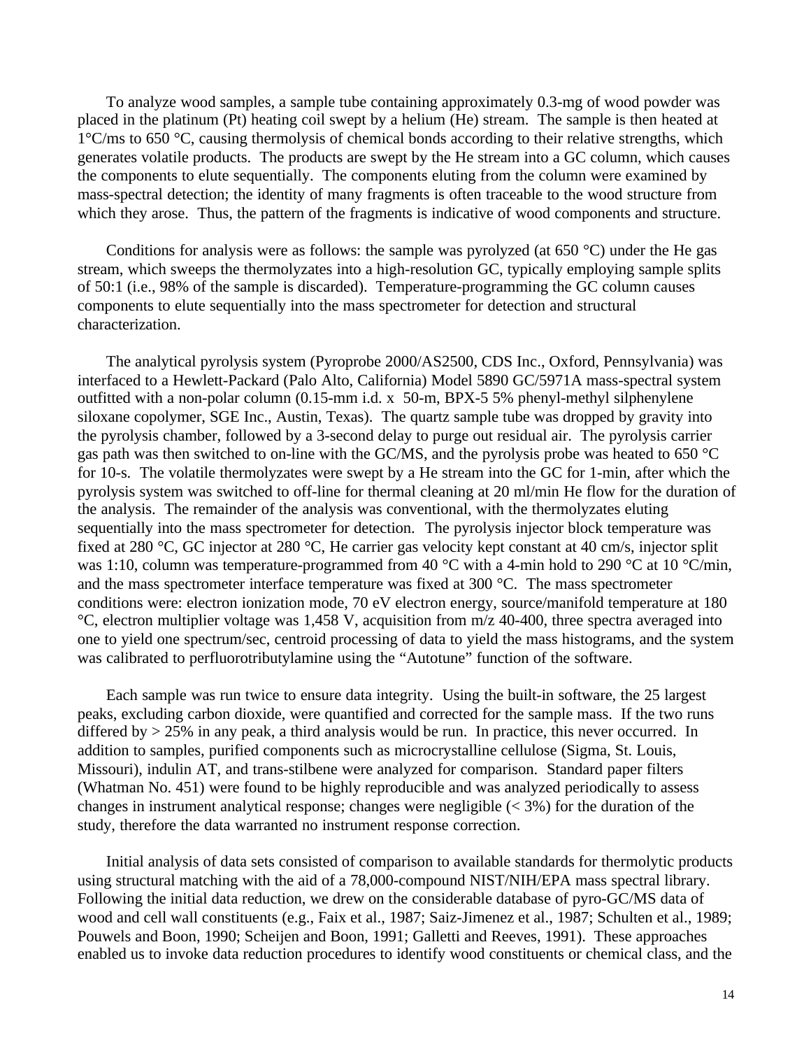To analyze wood samples, a sample tube containing approximately 0.3-mg of wood powder was placed in the platinum (Pt) heating coil swept by a helium (He) stream. The sample is then heated at 1°C/ms to 650 °C, causing thermolysis of chemical bonds according to their relative strengths, which generates volatile products. The products are swept by the He stream into a GC column, which causes the components to elute sequentially. The components eluting from the column were examined by mass-spectral detection; the identity of many fragments is often traceable to the wood structure from which they arose. Thus, the pattern of the fragments is indicative of wood components and structure.

Conditions for analysis were as follows: the sample was pyrolyzed (at 650 °C) under the He gas stream, which sweeps the thermolyzates into a high-resolution GC, typically employing sample splits of 50:1 (i.e., 98% of the sample is discarded). Temperature-programming the GC column causes components to elute sequentially into the mass spectrometer for detection and structural characterization.

The analytical pyrolysis system (Pyroprobe 2000/AS2500, CDS Inc., Oxford, Pennsylvania) was interfaced to a Hewlett-Packard (Palo Alto, California) Model 5890 GC/5971A mass-spectral system outfitted with a non-polar column (0.15-mm i.d. x 50-m, BPX-5 5% phenyl-methyl silphenylene siloxane copolymer, SGE Inc., Austin, Texas). The quartz sample tube was dropped by gravity into the pyrolysis chamber, followed by a 3-second delay to purge out residual air. The pyrolysis carrier gas path was then switched to on-line with the GC/MS, and the pyrolysis probe was heated to 650 °C for 10-s. The volatile thermolyzates were swept by a He stream into the GC for 1-min, after which the pyrolysis system was switched to off-line for thermal cleaning at 20 ml/min He flow for the duration of the analysis. The remainder of the analysis was conventional, with the thermolyzates eluting sequentially into the mass spectrometer for detection. The pyrolysis injector block temperature was fixed at 280 °C, GC injector at 280 °C, He carrier gas velocity kept constant at 40 cm/s, injector split was 1:10, column was temperature-programmed from 40 °C with a 4-min hold to 290 °C at 10 °C/min, and the mass spectrometer interface temperature was fixed at 300 °C. The mass spectrometer conditions were: electron ionization mode, 70 eV electron energy, source/manifold temperature at 180 °C, electron multiplier voltage was 1,458 V, acquisition from m/z 40-400, three spectra averaged into one to yield one spectrum/sec, centroid processing of data to yield the mass histograms, and the system was calibrated to perfluorotributylamine using the "Autotune" function of the software.

Each sample was run twice to ensure data integrity. Using the built-in software, the 25 largest peaks, excluding carbon dioxide, were quantified and corrected for the sample mass. If the two runs differed by > 25% in any peak, a third analysis would be run. In practice, this never occurred. In addition to samples, purified components such as microcrystalline cellulose (Sigma, St. Louis, Missouri), indulin AT, and trans-stilbene were analyzed for comparison. Standard paper filters (Whatman No. 451) were found to be highly reproducible and was analyzed periodically to assess changes in instrument analytical response; changes were negligible (< 3%) for the duration of the study, therefore the data warranted no instrument response correction.

Initial analysis of data sets consisted of comparison to available standards for thermolytic products using structural matching with the aid of a 78,000-compound NIST/NIH/EPA mass spectral library. Following the initial data reduction, we drew on the considerable database of pyro-GC/MS data of wood and cell wall constituents (e.g., Faix et al., 1987; Saiz-Jimenez et al., 1987; Schulten et al., 1989; Pouwels and Boon, 1990; Scheijen and Boon, 1991; Galletti and Reeves, 1991). These approaches enabled us to invoke data reduction procedures to identify wood constituents or chemical class, and the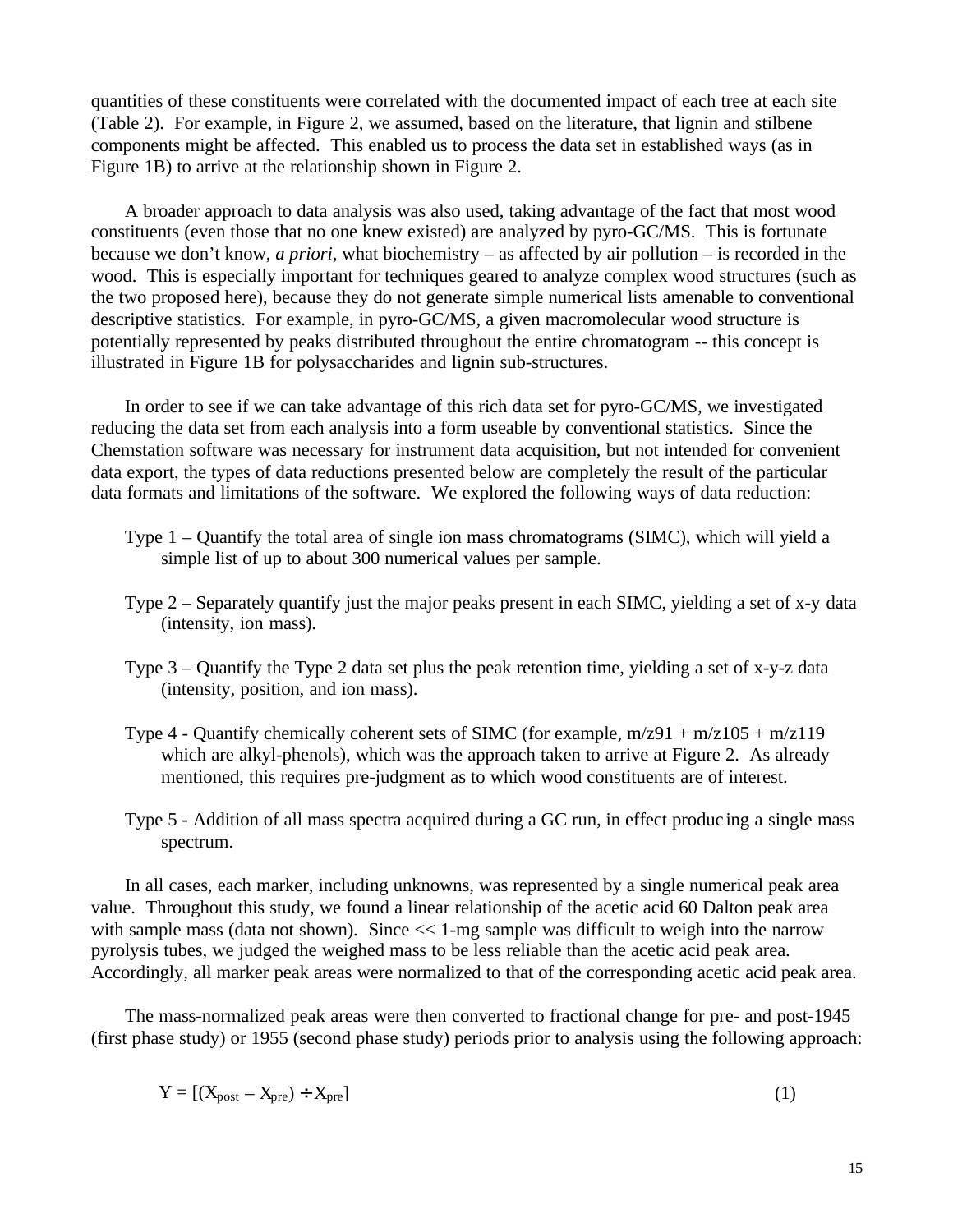quantities of these constituents were correlated with the documented impact of each tree at each site (Table 2). For example, in Figure 2, we assumed, based on the literature, that lignin and stilbene components might be affected. This enabled us to process the data set in established ways (as in Figure 1B) to arrive at the relationship shown in Figure 2.

A broader approach to data analysis was also used, taking advantage of the fact that most wood constituents (even those that no one knew existed) are analyzed by pyro-GC/MS. This is fortunate because we don't know, *a priori*, what biochemistry – as affected by air pollution – is recorded in the wood. This is especially important for techniques geared to analyze complex wood structures (such as the two proposed here), because they do not generate simple numerical lists amenable to conventional descriptive statistics. For example, in pyro-GC/MS, a given macromolecular wood structure is potentially represented by peaks distributed throughout the entire chromatogram -- this concept is illustrated in Figure 1B for polysaccharides and lignin sub-structures.

In order to see if we can take advantage of this rich data set for pyro-GC/MS, we investigated reducing the data set from each analysis into a form useable by conventional statistics. Since the Chemstation software was necessary for instrument data acquisition, but not intended for convenient data export, the types of data reductions presented below are completely the result of the particular data formats and limitations of the software. We explored the following ways of data reduction:

- Type 1 – Quantify the total area of single ion mass chromatograms (SIMC), which will yield a simple list of up to about 300 numerical values per sample.
- Type 2 – Separately quantify just the major peaks present in each SIMC, yielding a set of x-y data (intensity, ion mass).
- Type 3 – Quantify the Type 2 data set plus the peak retention time, yielding a set of x-y-z data (intensity, position, and ion mass).
- Type 4 - Quantify chemically coherent sets of SIMC (for example, m/z91 + m/z105 + m/z119 which are alkyl-phenols), which was the approach taken to arrive at Figure 2. As already mentioned, this requires pre-judgment as to which wood constituents are of interest.
- Type 5 - Addition of all mass spectra acquired during a GC run, in effect producing a single mass spectrum.

In all cases, each marker, including unknowns, was represented by a single numerical peak area value. Throughout this study, we found a linear relationship of the acetic acid 60 Dalton peak area with sample mass (data not shown). Since << 1-mg sample was difficult to weigh into the narrow pyrolysis tubes, we judged the weighed mass to be less reliable than the acetic acid peak area. Accordingly, all marker peak areas were normalized to that of the corresponding acetic acid peak area.

The mass-normalized peak areas were then converted to fractional change for pre- and post-1945 (first phase study) or 1955 (second phase study) periods prior to analysis using the following approach:

$$Y = [(X_{post} - X_{pre}) \div X_{pre}] \quad (1)$$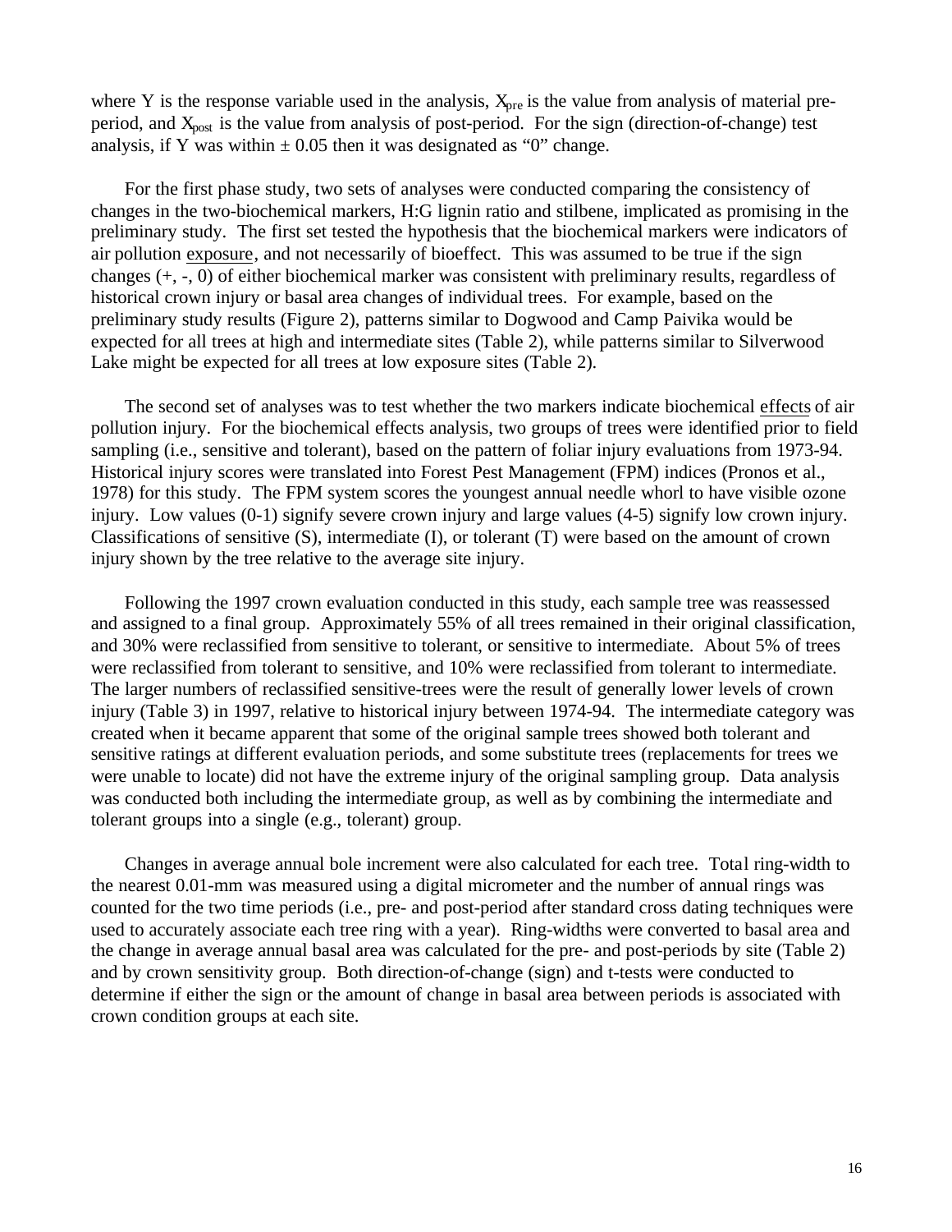where Y is the response variable used in the analysis, $X_{pre}$ is the value from analysis of material pre-period, and $X_{post}$ is the value from analysis of post-period. For the sign (direction-of-change) test analysis, if Y was within $\pm$ 0.05 then it was designated as "0" change.

For the first phase study, two sets of analyses were conducted comparing the consistency of changes in the two-biochemical markers, H:G lignin ratio and stilbene, implicated as promising in the preliminary study. The first set tested the hypothesis that the biochemical markers were indicators of air pollution <u>exposure</u>, and not necessarily of bioeffect. This was assumed to be true if the sign changes (+, -, 0) of either biochemical marker was consistent with preliminary results, regardless of historical crown injury or basal area changes of individual trees. For example, based on the preliminary study results (Figure 2), patterns similar to Dogwood and Camp Paivika would be expected for all trees at high and intermediate sites (Table 2), while patterns similar to Silverwood Lake might be expected for all trees at low exposure sites (Table 2).

The second set of analyses was to test whether the two markers indicate biochemical <u>effects</u> of air pollution injury. For the biochemical effects analysis, two groups of trees were identified prior to field sampling (i.e., sensitive and tolerant), based on the pattern of foliar injury evaluations from 1973-94. Historical injury scores were translated into Forest Pest Management (FPM) indices (Pronos et al., 1978) for this study. The FPM system scores the youngest annual needle whorl to have visible ozone injury. Low values (0-1) signify severe crown injury and large values (4-5) signify low crown injury. Classifications of sensitive (S), intermediate (I), or tolerant (T) were based on the amount of crown injury shown by the tree relative to the average site injury.

Following the 1997 crown evaluation conducted in this study, each sample tree was reassessed and assigned to a final group. Approximately 55% of all trees remained in their original classification, and 30% were reclassified from sensitive to tolerant, or sensitive to intermediate. About 5% of trees were reclassified from tolerant to sensitive, and 10% were reclassified from tolerant to intermediate. The larger numbers of reclassified sensitive-trees were the result of generally lower levels of crown injury (Table 3) in 1997, relative to historical injury between 1974-94. The intermediate category was created when it became apparent that some of the original sample trees showed both tolerant and sensitive ratings at different evaluation periods, and some substitute trees (replacements for trees we were unable to locate) did not have the extreme injury of the original sampling group. Data analysis was conducted both including the intermediate group, as well as by combining the intermediate and tolerant groups into a single (e.g., tolerant) group.

Changes in average annual bole increment were also calculated for each tree. Total ring-width to the nearest 0.01-mm was measured using a digital micrometer and the number of annual rings was counted for the two time periods (i.e., pre- and post-period after standard cross dating techniques were used to accurately associate each tree ring with a year). Ring-widths were converted to basal area and the change in average annual basal area was calculated for the pre- and post-periods by site (Table 2) and by crown sensitivity group. Both direction-of-change (sign) and t-tests were conducted to determine if either the sign or the amount of change in basal area between periods is associated with crown condition groups at each site.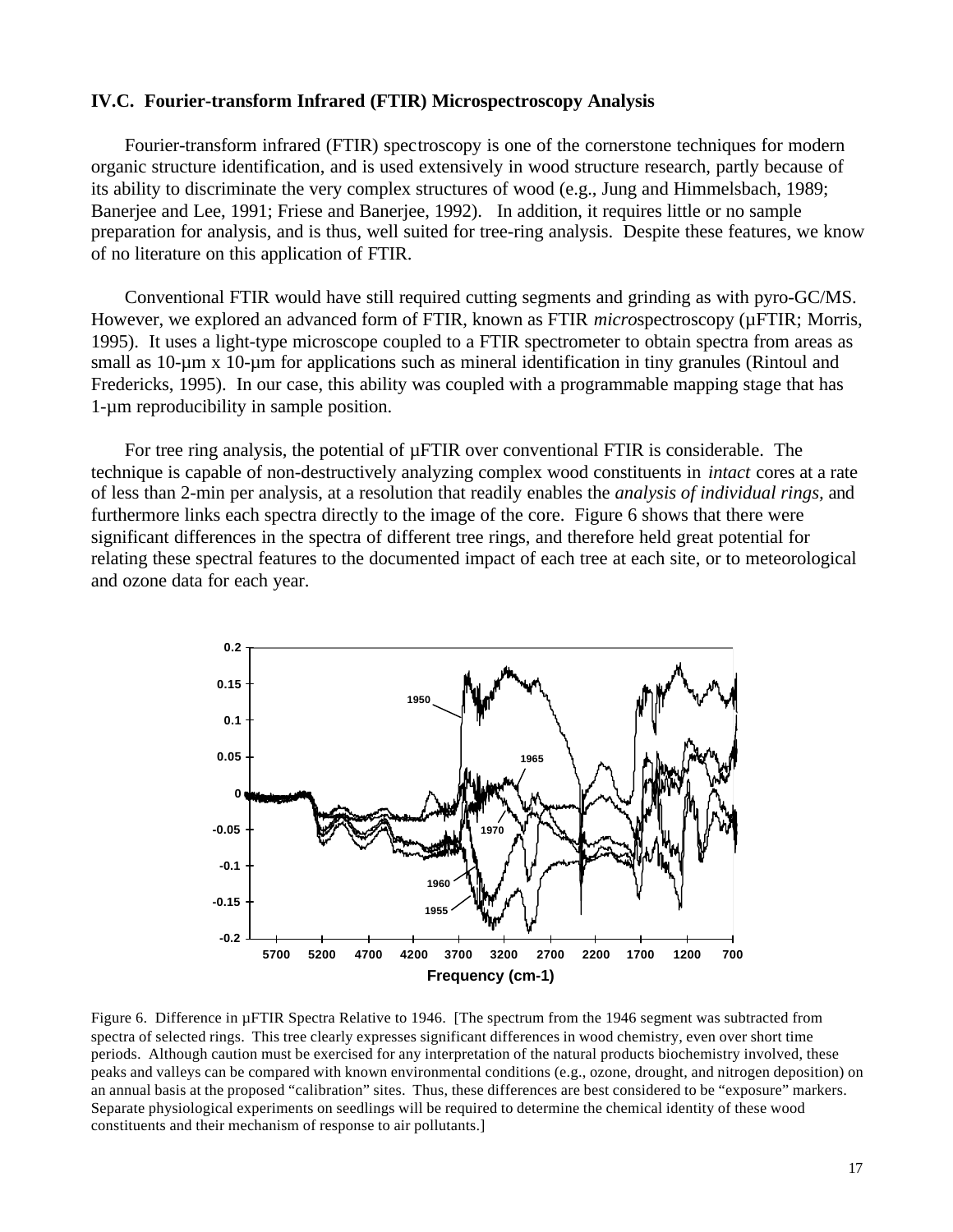### IV.C. Fourier-transform Infrared (FTIR) Microspectroscopy Analysis

Fourier-transform infrared (FTIR) spectroscopy is one of the cornerstone techniques for modern organic structure identification, and is used extensively in wood structure research, partly because of its ability to discriminate the very complex structures of wood (e.g., Jung and Himmelsbach, 1989; Banerjee and Lee, 1991; Friese and Banerjee, 1992). In addition, it requires little or no sample preparation for analysis, and is thus, well suited for tree-ring analysis. Despite these features, we know of no literature on this application of FTIR.

Conventional FTIR would have still required cutting segments and grinding as with pyro-GC/MS. However, we explored an advanced form of FTIR, known as FTIR *micro*spectroscopy (µFTIR; Morris, 1995). It uses a light-type microscope coupled to a FTIR spectrometer to obtain spectra from areas as small as 10-µm x 10-µm for applications such as mineral identification in tiny granules (Rintoul and Fredericks, 1995). In our case, this ability was coupled with a programmable mapping stage that has 1-µm reproducibility in sample position.

For tree ring analysis, the potential of µFTIR over conventional FTIR is considerable. The technique is capable of non-destructively analyzing complex wood constituents in *intact* cores at a rate of less than 2-min per analysis, at a resolution that readily enables the *analysis of individual rings,* and furthermore links each spectra directly to the image of the core. Figure 6 shows that there were significant differences in the spectra of different tree rings, and therefore held great potential for relating these spectral features to the documented impact of each tree at each site, or to meteorological and ozone data for each year.

Figure 6. Difference in µFTIR Spectra Relative to 1946. [The spectrum from the 1946 segment was subtracted from spectra of selected rings. This tree clearly expresses significant differences in wood chemistry, even over short time periods. Although caution must be exercised for any interpretation of the natural products biochemistry involved, these peaks and valleys can be compared with known environmental conditions (e.g., ozone, drought, and nitrogen deposition) on an annual basis at the proposed "calibration" sites. Thus, these differences are best considered to be "exposure" markers. Separate physiological experiments on seedlings will be required to determine the chemical identity of these wood constituents and their mechanism of response to air pollutants.]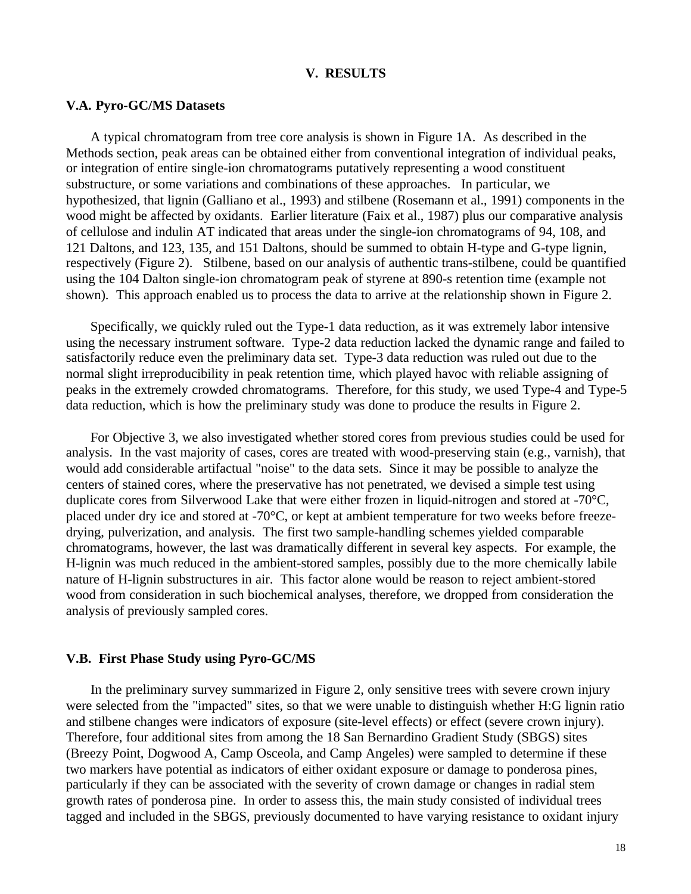# V. RESULTS

## V.A. Pyro-GC/MS Datasets

A typical chromatogram from tree core analysis is shown in Figure 1A. As described in the Methods section, peak areas can be obtained either from conventional integration of individual peaks, or integration of entire single-ion chromatograms putatively representing a wood constituent substructure, or some variations and combinations of these approaches. In particular, we hypothesized, that lignin (Galliano et al., 1993) and stilbene (Rosemann et al., 1991) components in the wood might be affected by oxidants. Earlier literature (Faix et al., 1987) plus our comparative analysis of cellulose and indulin AT indicated that areas under the single-ion chromatograms of 94, 108, and 121 Daltons, and 123, 135, and 151 Daltons, should be summed to obtain H-type and G-type lignin, respectively (Figure 2). Stilbene, based on our analysis of authentic trans-stilbene, could be quantified using the 104 Dalton single-ion chromatogram peak of styrene at 890-s retention time (example not shown). This approach enabled us to process the data to arrive at the relationship shown in Figure 2.

Specifically, we quickly ruled out the Type-1 data reduction, as it was extremely labor intensive using the necessary instrument software. Type-2 data reduction lacked the dynamic range and failed to satisfactorily reduce even the preliminary data set. Type-3 data reduction was ruled out due to the normal slight irreproducibility in peak retention time, which played havoc with reliable assigning of peaks in the extremely crowded chromatograms. Therefore, for this study, we used Type-4 and Type-5 data reduction, which is how the preliminary study was done to produce the results in Figure 2.

For Objective 3, we also investigated whether stored cores from previous studies could be used for analysis. In the vast majority of cases, cores are treated with wood-preserving stain (e.g., varnish), that would add considerable artifactual "noise" to the data sets. Since it may be possible to analyze the centers of stained cores, where the preservative has not penetrated, we devised a simple test using duplicate cores from Silverwood Lake that were either frozen in liquid-nitrogen and stored at -70°C, placed under dry ice and stored at -70°C, or kept at ambient temperature for two weeks before freeze-drying, pulverization, and analysis. The first two sample-handling schemes yielded comparable chromatograms, however, the last was dramatically different in several key aspects. For example, the H-lignin was much reduced in the ambient-stored samples, possibly due to the more chemically labile nature of H-lignin substructures in air. This factor alone would be reason to reject ambient-stored wood from consideration in such biochemical analyses, therefore, we dropped from consideration the analysis of previously sampled cores.

## V.B. First Phase Study using Pyro-GC/MS

In the preliminary survey summarized in Figure 2, only sensitive trees with severe crown injury were selected from the "impacted" sites, so that we were unable to distinguish whether H:G lignin ratio and stilbene changes were indicators of exposure (site-level effects) or effect (severe crown injury). Therefore, four additional sites from among the 18 San Bernardino Gradient Study (SBGS) sites (Breezy Point, Dogwood A, Camp Osceola, and Camp Angeles) were sampled to determine if these two markers have potential as indicators of either oxidant exposure or damage to ponderosa pines, particularly if they can be associated with the severity of crown damage or changes in radial stem growth rates of ponderosa pine. In order to assess this, the main study consisted of individual trees tagged and included in the SBGS, previously documented to have varying resistance to oxidant injury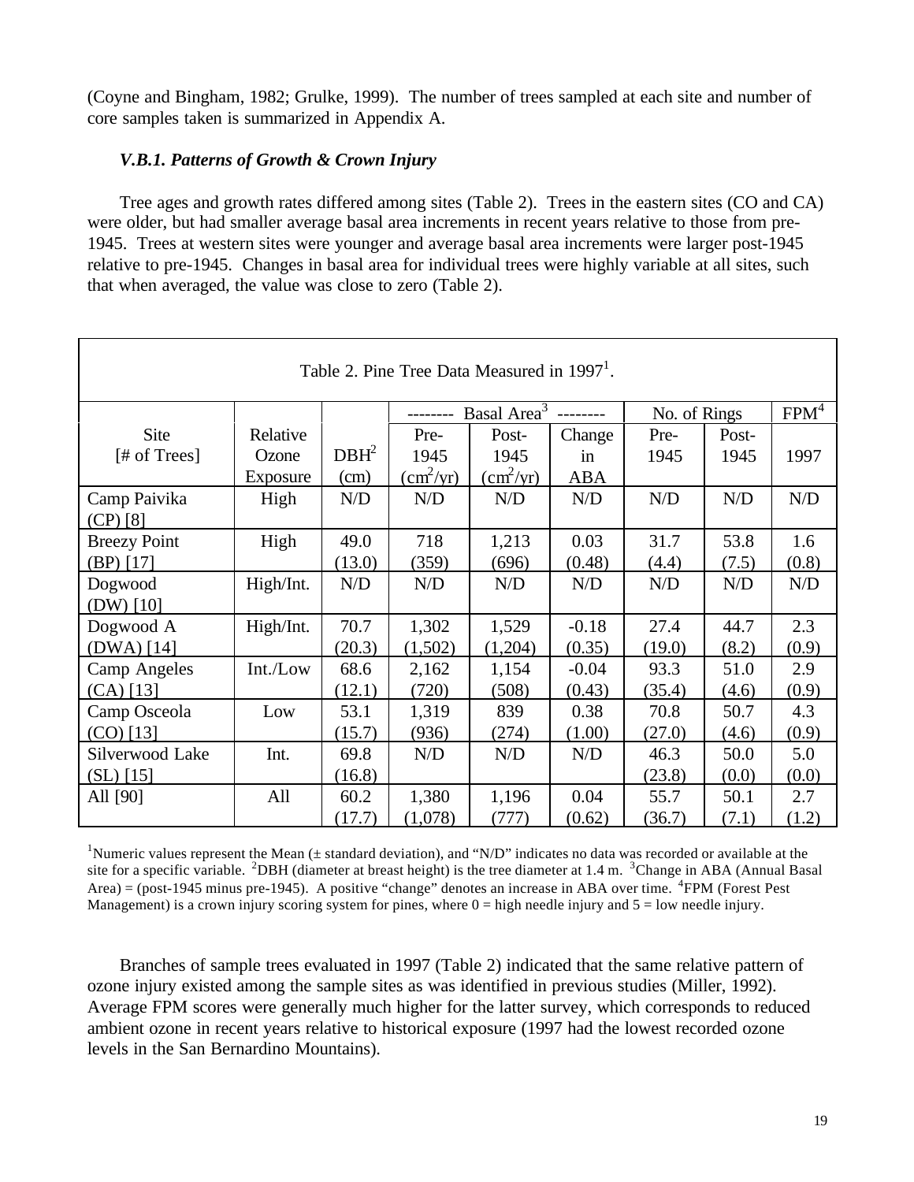(Coyne and Bingham, 1982; Grulke, 1999). The number of trees sampled at each site and number of core samples taken is summarized in Appendix A.

### *V.B.1. Patterns of Growth & Crown Injury*

Tree ages and growth rates differed among sites (Table 2). Trees in the eastern sites (CO and CA) were older, but had smaller average basal area increments in recent years relative to those from pre-1945. Trees at western sites were younger and average basal area increments were larger post-1945 relative to pre-1945. Changes in basal area for individual trees were highly variable at all sites, such that when averaged, the value was close to zero (Table 2).

Table 2. Pine Tree Data Measured in 1997[1].

| | | | -------- Basal Area[3] -------- | | | No. of Rings | | FPM[4] |
|---|---|---|---|---|---|---|---|---|
| Site [# of Trees] | Relative Ozone Exposure | DBH[2] (cm) | Pre-1945 ($cm^2/yr$) | Post-1945 ($cm^2/yr$) | Change in ABA | Pre-1945 | Post-1945 | 1997 |
| Camp Paivika (CP) [8] | High | N/D | N/D | N/D | N/D | N/D | N/D | N/D |
| Breezy Point (BP) [17] | High | 49.0 (13.0) | 718 (359) | 1,213 (696) | 0.03 (0.48) | 31.7 (4.4) | 53.8 (7.5) | 1.6 (0.8) |
| Dogwood (DW) [10] | High/Int. | N/D | N/D | N/D | N/D | N/D | N/D | N/D |
| Dogwood A (DWA) [14] | High/Int. | 70.7 (20.3) | 1,302 (1,502) | 1,529 (1,204) | -0.18 (0.35) | 27.4 (19.0) | 44.7 (8.2) | 2.3 (0.9) |
| Camp Angeles (CA) [13] | Int./Low | 68.6 (12.1) | 2,162 (720) | 1,154 (508) | -0.04 (0.43) | 93.3 (35.4) | 51.0 (4.6) | 2.9 (0.9) |
| Camp Osceola (CO) [13] | Low | 53.1 (15.7) | 1,319 (936) | 839 (274) | 0.38 (1.00) | 70.8 (27.0) | 50.7 (4.6) | 4.3 (0.9) |
| Silverwood Lake (SL) [15] | Int. | 69.8 (16.8) | N/D | N/D | N/D | 46.3 (23.8) | 50.0 (0.0) | 5.0 (0.0) |
| All [90] | All | 60.2 (17.7) | 1,380 (1,078) | 1,196 (777) | 0.04 (0.62) | 55.7 (36.7) | 50.1 (7.1) | 2.7 (1.2) |

[1]Numeric values represent the Mean (± standard deviation), and "N/D" indicates no data was recorded or available at the site for a specific variable. [2]DBH (diameter at breast height) is the tree diameter at 1.4 m. [3]Change in ABA (Annual Basal Area) = (post-1945 minus pre-1945). A positive "change" denotes an increase in ABA over time. [4]FPM (Forest Pest Management) is a crown injury scoring system for pines, where 0 = high needle injury and 5 = low needle injury.

Branches of sample trees evaluated in 1997 (Table 2) indicated that the same relative pattern of ozone injury existed among the sample sites as was identified in previous studies (Miller, 1992). Average FPM scores were generally much higher for the latter survey, which corresponds to reduced ambient ozone in recent years relative to historical exposure (1997 had the lowest recorded ozone levels in the San Bernardino Mountains).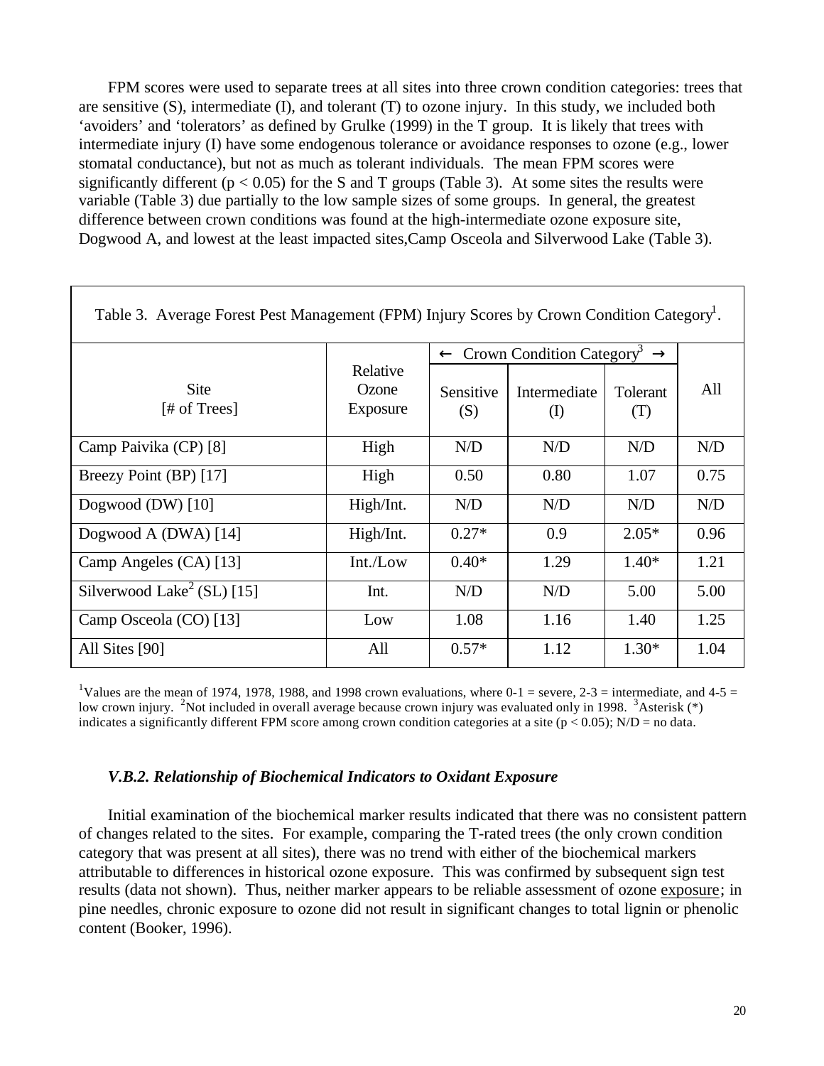FPM scores were used to separate trees at all sites into three crown condition categories: trees that are sensitive (S), intermediate (I), and tolerant (T) to ozone injury. In this study, we included both 'avoiders' and 'tolerators' as defined by Grulke (1999) in the T group. It is likely that trees with intermediate injury (I) have some endogenous tolerance or avoidance responses to ozone (e.g., lower stomatal conductance), but not as much as tolerant individuals. The mean FPM scores were significantly different ($p < 0.05$) for the S and T groups (Table 3). At some sites the results were variable (Table 3) due partially to the low sample sizes of some groups. In general, the greatest difference between crown conditions was found at the high-intermediate ozone exposure site, Dogwood A, and lowest at the least impacted sites,Camp Osceola and Silverwood Lake (Table 3).

Table 3. Average Forest Pest Management (FPM) Injury Scores by Crown Condition Category[1].

| Site [# of Trees] | Relative Ozone Exposure | ← Crown Condition Category[3] → | | | All |
|---|---|---|---|---|---|
| | | Sensitive (S) | Intermediate (I) | Tolerant (T) | |
| Camp Paivika (CP) [8] | High | N/D | N/D | N/D | N/D |
| Breezy Point (BP) [17] | High | 0.50 | 0.80 | 1.07 | 0.75 |
| Dogwood (DW) [10] | High/Int. | N/D | N/D | N/D | N/D |
| Dogwood A (DWA) [14] | High/Int. | 0.27* | 0.9 | 2.05* | 0.96 |
| Camp Angeles (CA) [13] | Int./Low | 0.40* | 1.29 | 1.40* | 1.21 |
| Silverwood Lake[2] (SL) [15] | Int. | N/D | N/D | 5.00 | 5.00 |
| Camp Osceola (CO) [13] | Low | 1.08 | 1.16 | 1.40 | 1.25 |
| All Sites [90] | All | 0.57* | 1.12 | 1.30* | 1.04 |

[1]Values are the mean of 1974, 1978, 1988, and 1998 crown evaluations, where 0-1 = severe, 2-3 = intermediate, and 4-5 = low crown injury. [2]Not included in overall average because crown injury was evaluated only in 1998. [3]Asterisk (*) indicates a significantly different FPM score among crown condition categories at a site ($p < 0.05$); N/D = no data.

### *V.B.2. Relationship of Biochemical Indicators to Oxidant Exposure*

Initial examination of the biochemical marker results indicated that there was no consistent pattern of changes related to the sites. For example, comparing the T-rated trees (the only crown condition category that was present at all sites), there was no trend with either of the biochemical markers attributable to differences in historical ozone exposure. This was confirmed by subsequent sign test results (data not shown). Thus, neither marker appears to be reliable assessment of ozone exposure; in pine needles, chronic exposure to ozone did not result in significant changes to total lignin or phenolic content (Booker, 1996).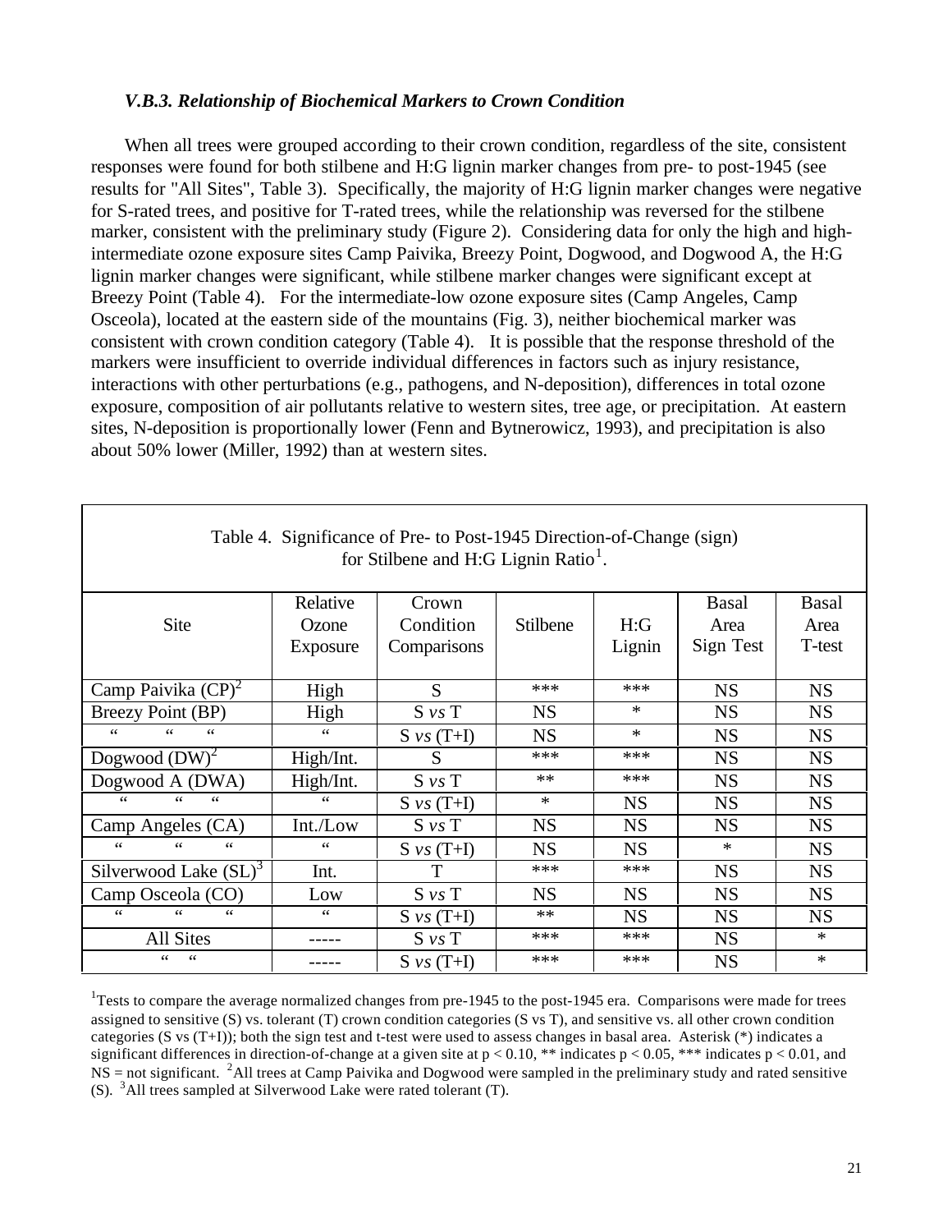### *V.B.3. Relationship of Biochemical Markers to Crown Condition*

When all trees were grouped according to their crown condition, regardless of the site, consistent responses were found for both stilbene and H:G lignin marker changes from pre- to post-1945 (see results for "All Sites", Table 3). Specifically, the majority of H:G lignin marker changes were negative for S-rated trees, and positive for T-rated trees, while the relationship was reversed for the stilbene marker, consistent with the preliminary study (Figure 2). Considering data for only the high and high-intermediate ozone exposure sites Camp Paivika, Breezy Point, Dogwood, and Dogwood A, the H:G lignin marker changes were significant, while stilbene marker changes were significant except at Breezy Point (Table 4). For the intermediate-low ozone exposure sites (Camp Angeles, Camp Osceola), located at the eastern side of the mountains (Fig. 3), neither biochemical marker was consistent with crown condition category (Table 4). It is possible that the response threshold of the markers were insufficient to override individual differences in factors such as injury resistance, interactions with other perturbations (e.g., pathogens, and N-deposition), differences in total ozone exposure, composition of air pollutants relative to western sites, tree age, or precipitation. At eastern sites, N-deposition is proportionally lower (Fenn and Bytnerowicz, 1993), and precipitation is also about 50% lower (Miller, 1992) than at western sites.

Table 4. Significance of Pre- to Post-1945 Direction-of-Change (sign) for Stilbene and H:G Lignin Ratio[1].

| Site | Relative Ozone Exposure | Crown Condition Comparisons | Stilbene | H:G Lignin | Basal Area Sign Test | Basal Area T-test |
|---|---|---|---|---|---|---|
| Camp Paivika (CP)[2] | High | S | *** | *** | NS | NS |
| Breezy Point (BP) | High | S *vs* T | NS | * | NS | NS |
| " " " | " | S *vs* (T+I) | NS | * | NS | NS |
| Dogwood (DW)[2] | High/Int. | S | *** | *** | NS | NS |
| Dogwood A (DWA) | High/Int. | S *vs* T | ** | *** | NS | NS |
| " " " | " | S *vs* (T+I) | * | NS | NS | NS |
| Camp Angeles (CA) | Int./Low | S *vs* T | NS | NS | NS | NS |
| " " " | " | S *vs* (T+I) | NS | NS | * | NS |
| Silverwood Lake (SL)[3] | Int. | T | *** | *** | NS | NS |
| Camp Osceola (CO) | Low | S *vs* T | NS | NS | NS | NS |
| " " " | " | S *vs* (T+I) | ** | NS | NS | NS |
| All Sites | ----- | S *vs* T | *** | *** | NS | * |
| " " | ----- | S *vs* (T+I) | *** | *** | NS | * |

[1]Tests to compare the average normalized changes from pre-1945 to the post-1945 era. Comparisons were made for trees assigned to sensitive (S) vs. tolerant (T) crown condition categories (S vs T), and sensitive vs. all other crown condition categories (S vs (T+I)); both the sign test and t-test were used to assess changes in basal area. Asterisk (*) indicates a significant differences in direction-of-change at a given site at $p < 0.10$, ** indicates $p < 0.05$, *** indicates $p < 0.01$, and NS = not significant. [2]All trees at Camp Paivika and Dogwood were sampled in the preliminary study and rated sensitive (S). [3]All trees sampled at Silverwood Lake were rated tolerant (T).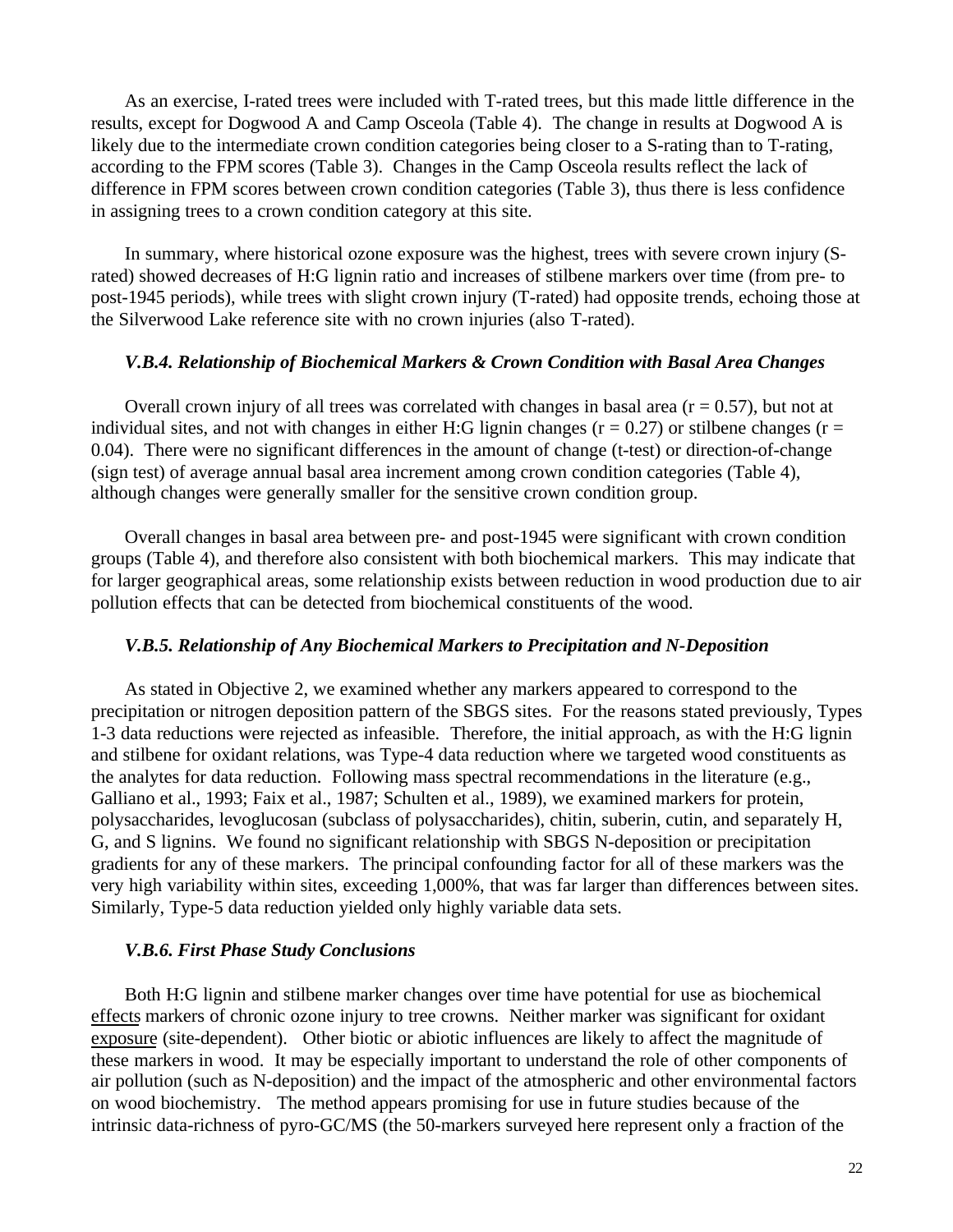As an exercise, I-rated trees were included with T-rated trees, but this made little difference in the results, except for Dogwood A and Camp Osceola (Table 4). The change in results at Dogwood A is likely due to the intermediate crown condition categories being closer to a S-rating than to T-rating, according to the FPM scores (Table 3). Changes in the Camp Osceola results reflect the lack of difference in FPM scores between crown condition categories (Table 3), thus there is less confidence in assigning trees to a crown condition category at this site.

In summary, where historical ozone exposure was the highest, trees with severe crown injury (S-rated) showed decreases of H:G lignin ratio and increases of stilbene markers over time (from pre- to post-1945 periods), while trees with slight crown injury (T-rated) had opposite trends, echoing those at the Silverwood Lake reference site with no crown injuries (also T-rated).

### *V.B.4. Relationship of Biochemical Markers & Crown Condition with Basal Area Changes*

Overall crown injury of all trees was correlated with changes in basal area ($r = 0.57$), but not at individual sites, and not with changes in either H:G lignin changes ($r = 0.27$) or stilbene changes ($r = 0.04$). There were no significant differences in the amount of change (t-test) or direction-of-change (sign test) of average annual basal area increment among crown condition categories (Table 4), although changes were generally smaller for the sensitive crown condition group.

Overall changes in basal area between pre- and post-1945 were significant with crown condition groups (Table 4), and therefore also consistent with both biochemical markers. This may indicate that for larger geographical areas, some relationship exists between reduction in wood production due to air pollution effects that can be detected from biochemical constituents of the wood.

### *V.B.5. Relationship of Any Biochemical Markers to Precipitation and N-Deposition*

As stated in Objective 2, we examined whether any markers appeared to correspond to the precipitation or nitrogen deposition pattern of the SBGS sites. For the reasons stated previously, Types 1-3 data reductions were rejected as infeasible. Therefore, the initial approach, as with the H:G lignin and stilbene for oxidant relations, was Type-4 data reduction where we targeted wood constituents as the analytes for data reduction. Following mass spectral recommendations in the literature (e.g., Galliano et al., 1993; Faix et al., 1987; Schulten et al., 1989), we examined markers for protein, polysaccharides, levoglucosan (subclass of polysaccharides), chitin, suberin, cutin, and separately H, G, and S lignins. We found no significant relationship with SBGS N-deposition or precipitation gradients for any of these markers. The principal confounding factor for all of these markers was the very high variability within sites, exceeding 1,000%, that was far larger than differences between sites. Similarly, Type-5 data reduction yielded only highly variable data sets.

### *V.B.6. First Phase Study Conclusions*

Both H:G lignin and stilbene marker changes over time have potential for use as biochemical <u>effects</u> markers of chronic ozone injury to tree crowns. Neither marker was significant for oxidant <u>exposure</u> (site-dependent). Other biotic or abiotic influences are likely to affect the magnitude of these markers in wood. It may be especially important to understand the role of other components of air pollution (such as N-deposition) and the impact of the atmospheric and other environmental factors on wood biochemistry. The method appears promising for use in future studies because of the intrinsic data-richness of pyro-GC/MS (the 50-markers surveyed here represent only a fraction of the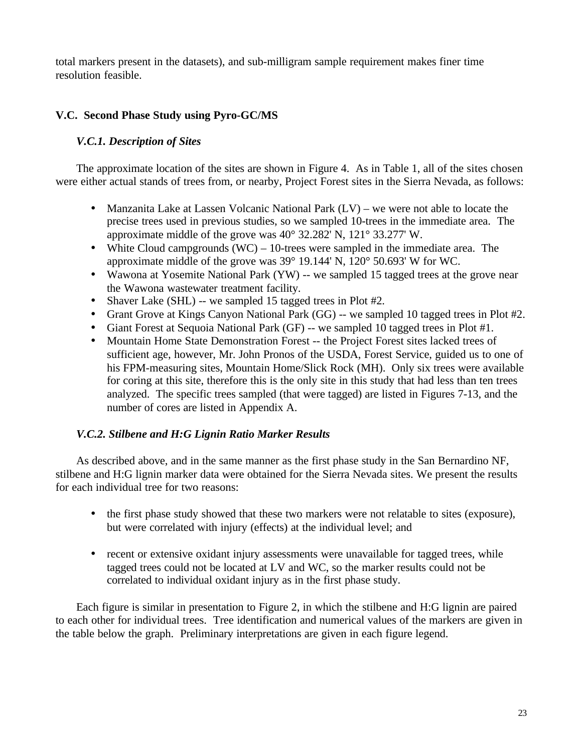total markers present in the datasets), and sub-milligram sample requirement makes finer time resolution feasible.

## V.C. Second Phase Study using Pyro-GC/MS

### *V.C.1. Description of Sites*

The approximate location of the sites are shown in Figure 4. As in Table 1, all of the sites chosen were either actual stands of trees from, or nearby, Project Forest sites in the Sierra Nevada, as follows:

- Manzanita Lake at Lassen Volcanic National Park (LV) – we were not able to locate the precise trees used in previous studies, so we sampled 10-trees in the immediate area. The approximate middle of the grove was 40° 32.282' N, 121° 33.277' W.
- White Cloud campgrounds (WC) – 10-trees were sampled in the immediate area. The approximate middle of the grove was 39° 19.144' N, 120° 50.693' W for WC.
- Wawona at Yosemite National Park (YW) -- we sampled 15 tagged trees at the grove near the Wawona wastewater treatment facility.
- Shaver Lake (SHL) -- we sampled 15 tagged trees in Plot #2.
- Grant Grove at Kings Canyon National Park (GG) -- we sampled 10 tagged trees in Plot #2.
- Giant Forest at Sequoia National Park (GF) -- we sampled 10 tagged trees in Plot #1.
- Mountain Home State Demonstration Forest -- the Project Forest sites lacked trees of sufficient age, however, Mr. John Pronos of the USDA, Forest Service, guided us to one of his FPM-measuring sites, Mountain Home/Slick Rock (MH). Only six trees were available for coring at this site, therefore this is the only site in this study that had less than ten trees analyzed. The specific trees sampled (that were tagged) are listed in Figures 7-13, and the number of cores are listed in Appendix A.

### *V.C.2. Stilbene and H:G Lignin Ratio Marker Results*

As described above, and in the same manner as the first phase study in the San Bernardino NF, stilbene and H:G lignin marker data were obtained for the Sierra Nevada sites. We present the results for each individual tree for two reasons:

- the first phase study showed that these two markers were not relatable to sites (exposure), but were correlated with injury (effects) at the individual level; and

- recent or extensive oxidant injury assessments were unavailable for tagged trees, while tagged trees could not be located at LV and WC, so the marker results could not be correlated to individual oxidant injury as in the first phase study.

Each figure is similar in presentation to Figure 2, in which the stilbene and H:G lignin are paired to each other for individual trees. Tree identification and numerical values of the markers are given in the table below the graph. Preliminary interpretations are given in each figure legend.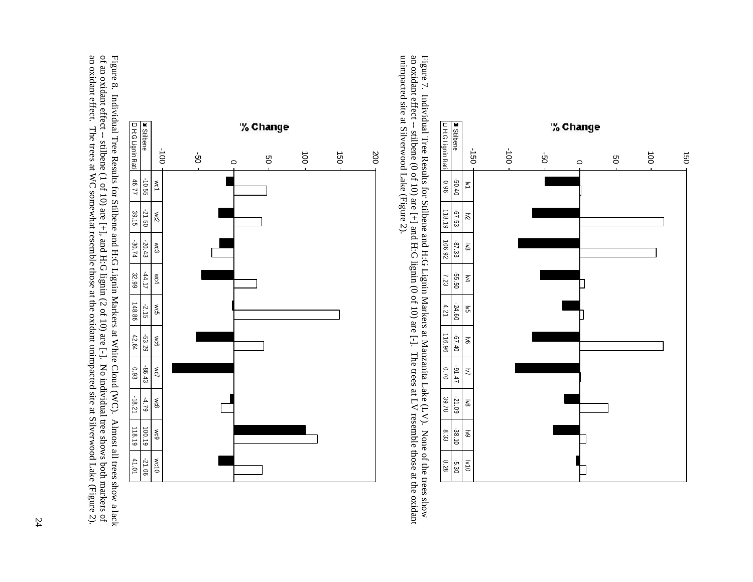| % Change | lv1 | lv2 | lv3 | lv4 | lv5 | lv6 | lv7 | lv8 | lv9 | lv10 |
|---|---|---|---|---|---|---|---|---|---|---|
| Stilbene | -50.40 | -67.53 | -87.33 | -55.50 | -24.60 | -67.40 | -91.47 | -21.09 | -38.10 | -5.30 |
| H:G Lignin Ratio | 0.96 | 118.19 | 106.92 | 7.23 | 4.21 | 116.96 | 0.70 | 39.78 | 8.33 | 8.28 |

Figure 7. Individual Tree Results for Stilbene and H:G Lignin Markers at Manzanita Lake (LV). None of the trees show an oxidant effect -- stilbene (0 of 10) are [+] and H:G lignin (0 of 10) are [-]. The trees at LV resemble those at the oxidant unimpacted site at Silverwood Lake (Figure 2).

| % Change | wc1 | wc2 | wc3 | wc4 | wc5 | wc6 | wc7 | wc8 | wc9 | wc10 |
|---|---|---|---|---|---|---|---|---|---|---|
| Stilbene | -10.55 | -21.50 | -20.43 | -44.17 | -2.15 | -53.29 | -86.43 | -4.79 | 100.19 | -21.06 |
| H:G Lignin Ratio | 46.77 | 39.15 | -30.74 | 32.99 | 148.86 | 42.64 | 0.93 | -18.21 | 118.19 | 41.01 |

Figure 8. Individual Tree Results for Stilbene and H:G Lignin Markers at White Cloud (WC). Almost all trees show a lack of an oxidant effect -- stilbene (1 of 10) are [+], and H:G lignin (2 of 10) are [-]. No individual tree shows both markers of an oxidant effect. The trees at WC somewhat resemble those at the oxidant unimpacted site at Silverwood Lake (Figure 2).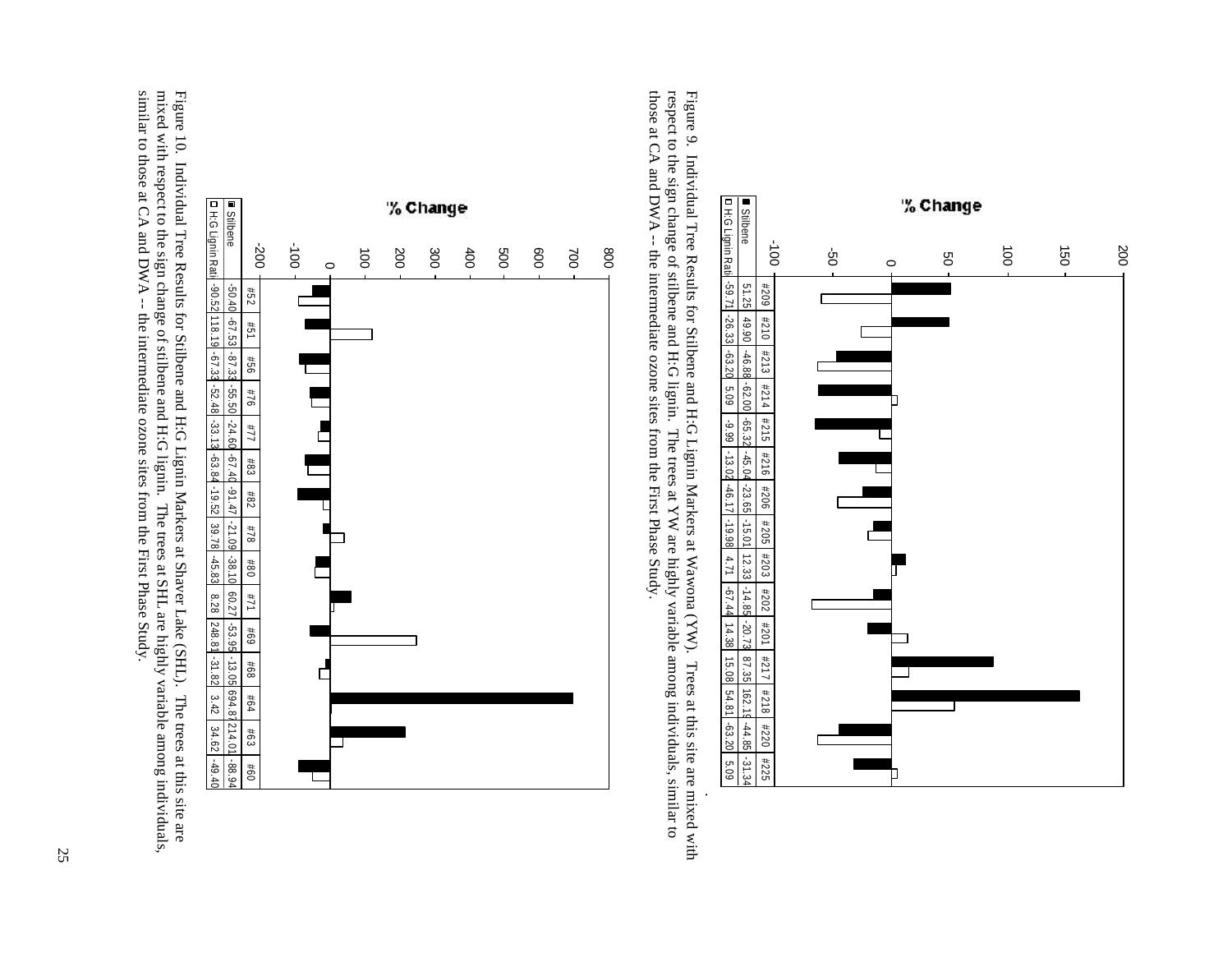% Change

| | #209 | #210 | #213 | #214 | #215 | #216 | #206 | #205 | #203 | #202 | #201 | #217 | #218 | #220 | #225 |
|---|---|---|---|---|---|---|---|---|---|---|---|---|---|---|---|
| ■ Stilbene | 51.25 | 49.90 | -46.88 | -62.00 | -65.32 | -45.04 | -23.65 | -15.01 | 12.33 | -14.85 | -20.73 | 87.35 | 162.19 | -44.85 | -31.34 |
| □ H:G Lignin Ratio | -59.71 | -26.33 | -63.20 | 5.09 | -9.99 | -13.02 | -46.17 | -19.98 | 4.71 | -67.44 | 14.38 | 15.08 | 54.81 | -63.20 | 5.09 |

Figure 9. Individual Tree Results for Stilbene and H:G Lignin Markers at Wawona (YW). Trees at this site are mixed with respect to the sign change of stilbene and H:G lignin. The trees at YW are highly variable among individuals, similar to those at CA and DWA -- the intermediate ozone sites from the First Phase Study.

% Change

| | #52 | #51 | #56 | #76 | #77 | #83 | #82 | #78 | #80 | #71 | #69 | #68 | #64 | #63 | #60 |
|---|---|---|---|---|---|---|---|---|---|---|---|---|---|---|---|
| ■ Stilbene | -50.40 | -67.53 | -87.33 | -55.50 | -24.60 | -67.40 | -91.47 | -21.09 | -38.10 | 60.27 | -53.95 | -13.05 | 694.87 | 214.01 | -88.94 |
| □ H:G Lignin Ratio | -90.52 | 118.19 | -67.33 | -52.48 | -33.13 | -63.84 | -19.52 | 39.78 | -45.83 | 8.28 | 248.81 | -31.82 | 3.42 | 34.62 | -49.40 |

Figure 10. Individual Tree Results for Stilbene and H:G Lignin Markers at Shaver Lake (SHL). The trees at this site are mixed with respect to the sign change of stilbene and H:G lignin. The trees at SHL are highly variable among individuals, similar to those at CA and DWA -- the intermediate ozone sites from the First Phase Study.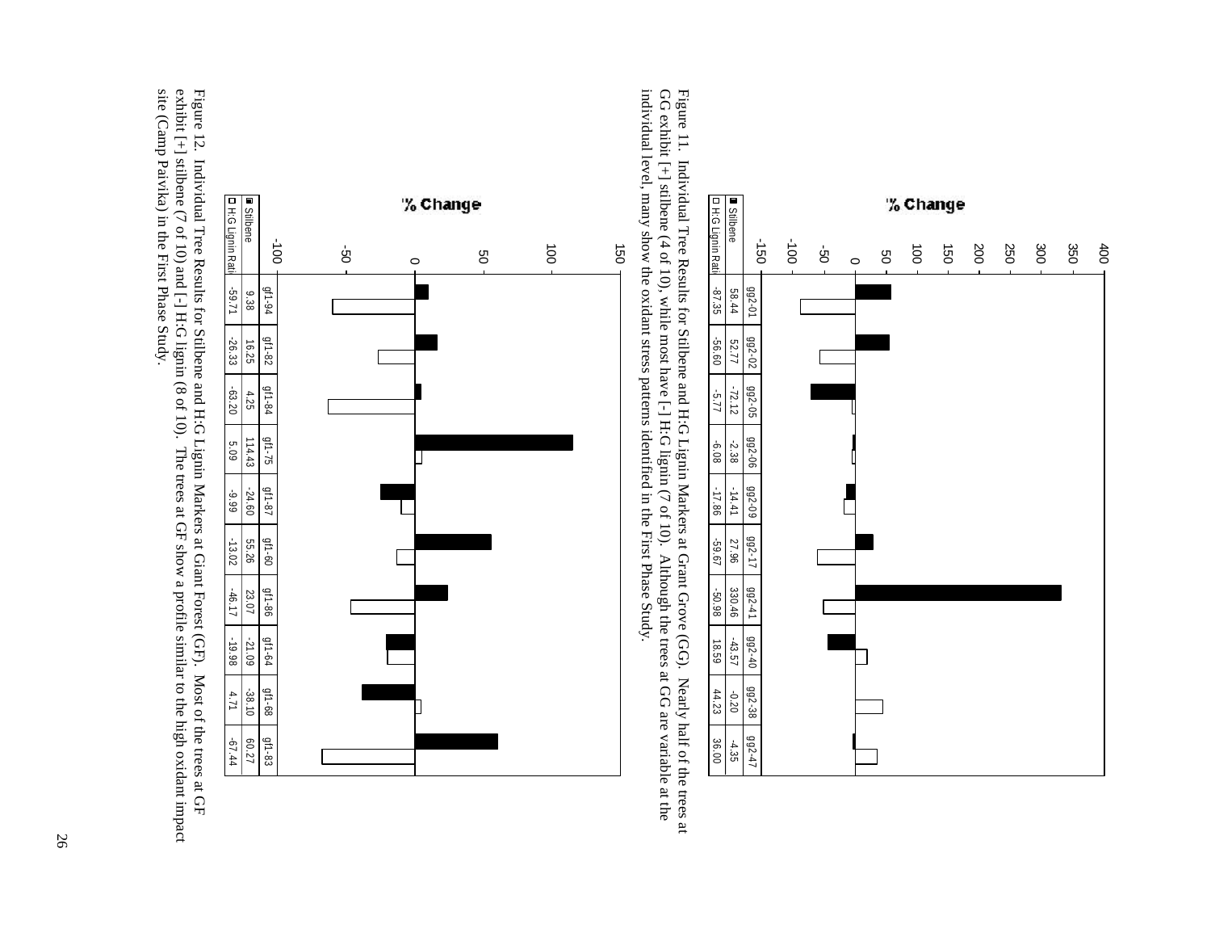% Change

| | gg2-01 | gg2-02 | gg2-05 | gg2-06 | gg2-09 | gg2-17 | gg2-41 | gg2-40 | gg2-38 | gg2-47 |
|---|---|---|---|---|---|---|---|---|---|---|
| Stilbene | 58.44 | 52.77 | -72.12 | -2.38 | -14.41 | 27.96 | 330.46 | -43.57 | -0.20 | -4.35 |
| H:G Lignin Ratio | -87.35 | -56.60 | -5.77 | -6.08 | -17.86 | -59.67 | -50.98 | 18.59 | 44.23 | 36.00 |

Figure 11. Individual Tree Results for Stilbene and H:G Lignin Markers at Grant Grove (GG). Nearly half of the trees at GG exhibit [+] stilbene (4 of 10), while most have [-] H:G lignin (7 of 10). Although the trees at GG are variable at the individual level, many show the oxidant stress patterns identified in the First Phase Study.

% Change

| | gf1-94 | gf1-82 | gf1-84 | gf1-75 | gf1-87 | gf1-60 | gf1-86 | gf1-64 | gf1-68 | gf1-83 |
|---|---|---|---|---|---|---|---|---|---|---|
| Stilbene | 9.38 | 16.25 | 4.25 | 114.43 | -24.60 | 55.26 | 23.07 | -21.09 | -38.10 | 60.27 |
| H:G Lignin Ratio | -59.71 | -26.33 | -63.20 | 5.09 | -9.99 | -13.02 | -46.17 | -19.98 | 4.71 | -67.44 |

Figure 12. Individual Tree Results for Stilbene and H:G Lignin Markers at Giant Forest (GF). Most of the trees at GF exhibit [+] stilbene (7 of 10) and [-] H:G lignin (8 of 10). The trees at GF show a profile similar to the high oxidant impact site (Camp Paivika) in the First Phase Study.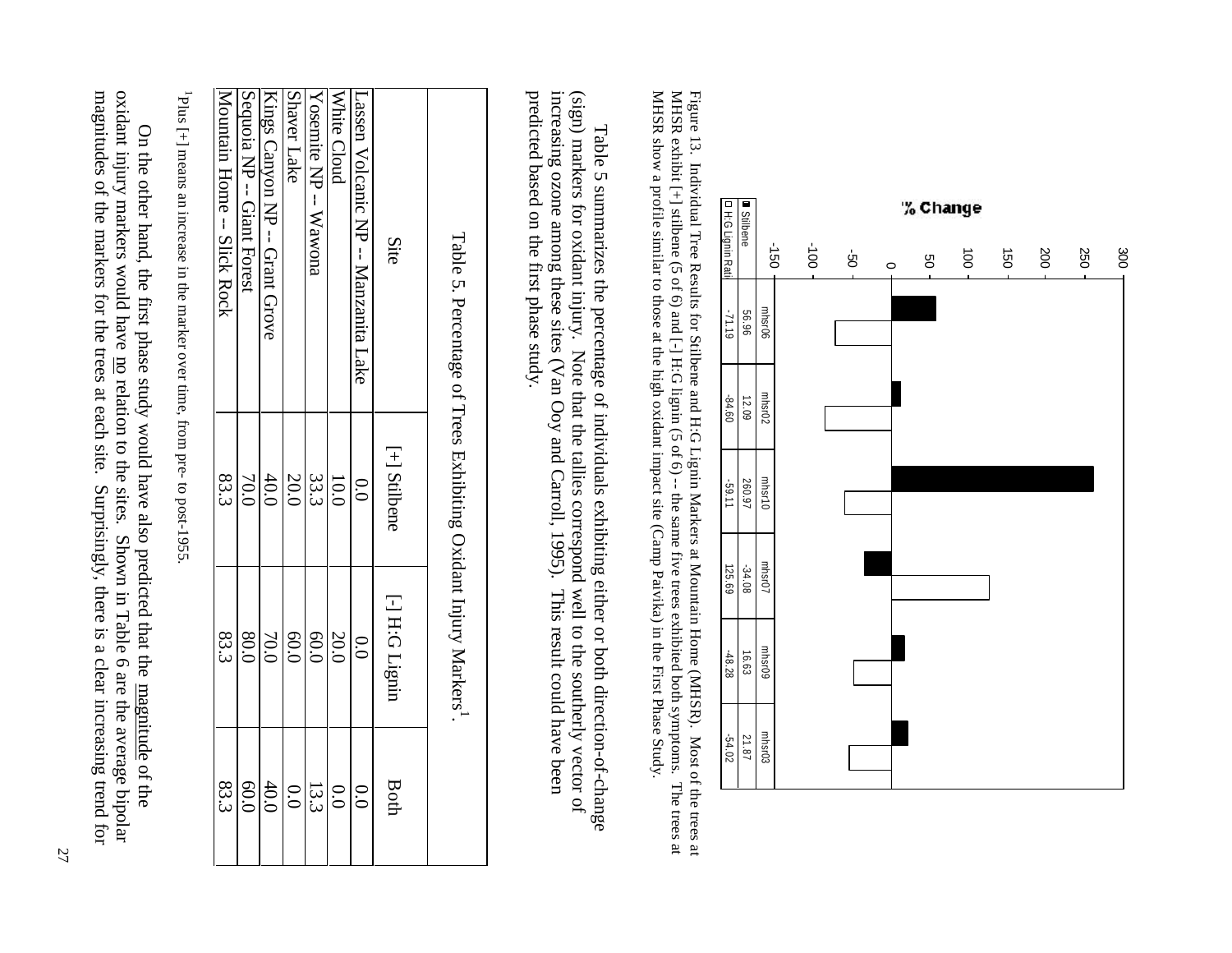| % Change | mhsr06 | mhsr02 | mhsr10 | mhsr07 | mhsr09 | mhsr03 |
|---|---|---|---|---|---|---|
| Stilbene | 56.96 | 12.09 | 260.97 | -34.08 | 16.63 | 21.87 |
| H:G Lignin Ratio | -71.19 | -84.60 | -59.11 | 125.69 | -48.28 | -54.02 |

Figure 13. Individual Tree Results for Stilbene and H:G Lignin Markers at Mountain Home (MHSR). Most of the trees at MHSR exhibit [+] stilbene (5 of 6) and [-] H:G lignin (5 of 6) -- the same five trees exhibited both symptoms. The trees at MHSR show a profile similar to those at the high oxidant impact site (Camp Paivika) in the First Phase Study.

Table 5 summarizes the percentage of individuals exhibiting either or both direction-of-change (sign) markers for oxidant injury. Note that the tallies correspond well to the southerly vector of increasing ozone among these sites (Van Ooy and Carroll, 1995). This result could have been predicted based on the first phase study.

Table 5. Percentage of Trees Exhibiting Oxidant Injury Markers[1].

| Site | [+] Stilbene | [-] H:G Lignin | Both |
|---|---|---|---|
| Lassen Volcanic NP -- Manzanita Lake | 0.0 | 0.0 | 0.0 |
| White Cloud | 10.0 | 20.0 | 0.0 |
| Yosemite NP -- Wawona | 33.3 | 60.0 | 13.3 |
| Shaver Lake | 20.0 | 60.0 | 0.0 |
| Kings Canyon NP -- Grant Grove | 40.0 | 70.0 | 40.0 |
| Sequoia NP -- Giant Forest | 70.0 | 80.0 | 60.0 |
| Mountain Home -- Slick Rock | 83.3 | 83.3 | 83.3 |

[1]Plus [+] means an increase in the marker over time, from pre- to post-1955.

On the other hand, the first phase study would have also predicted that the magnitude of the oxidant injury markers would have no relation to the sites. Shown in Table 6 are the average bipolar magnitudes of the markers for the trees at each site. Surprisingly, there is a clear increasing trend for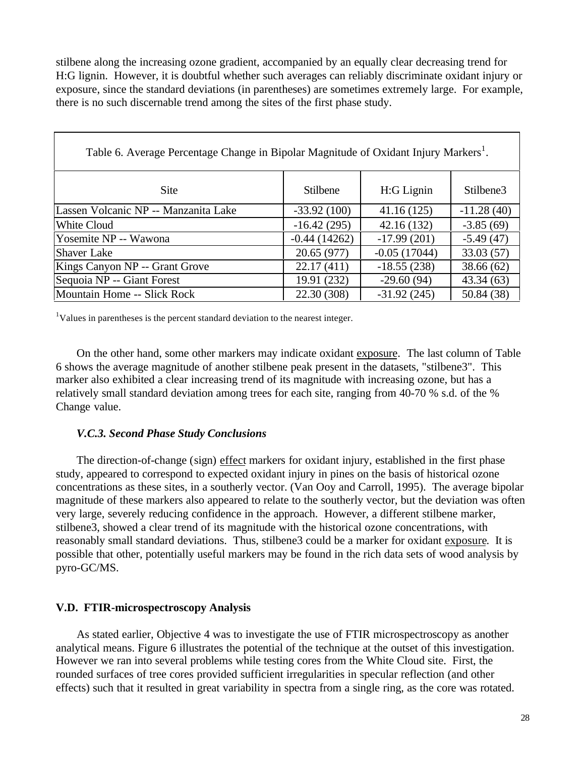stilbene along the increasing ozone gradient, accompanied by an equally clear decreasing trend for H:G lignin. However, it is doubtful whether such averages can reliably discriminate oxidant injury or exposure, since the standard deviations (in parentheses) are sometimes extremely large. For example, there is no such discernable trend among the sites of the first phase study.

Table 6. Average Percentage Change in Bipolar Magnitude of Oxidant Injury Markers[1].

| Site | Stilbene | H:G Lignin | Stilbene3 |
|---|---|---|---|
| Lassen Volcanic NP -- Manzanita Lake | -33.92 (100) | 41.16 (125) | -11.28 (40) |
| White Cloud | -16.42 (295) | 42.16 (132) | -3.85 (69) |
| Yosemite NP -- Wawona | -0.44 (14262) | -17.99 (201) | -5.49 (47) |
| Shaver Lake | 20.65 (977) | -0.05 (17044) | 33.03 (57) |
| Kings Canyon NP -- Grant Grove | 22.17 (411) | -18.55 (238) | 38.66 (62) |
| Sequoia NP -- Giant Forest | 19.91 (232) | -29.60 (94) | 43.34 (63) |
| Mountain Home -- Slick Rock | 22.30 (308) | -31.92 (245) | 50.84 (38) |

[1]Values in parentheses is the percent standard deviation to the nearest integer.

On the other hand, some other markers may indicate oxidant exposure. The last column of Table 6 shows the average magnitude of another stilbene peak present in the datasets, "stilbene3". This marker also exhibited a clear increasing trend of its magnitude with increasing ozone, but has a relatively small standard deviation among trees for each site, ranging from 40-70 % s.d. of the % Change value.

### *V.C.3. Second Phase Study Conclusions*

The direction-of-change (sign) effect markers for oxidant injury, established in the first phase study, appeared to correspond to expected oxidant injury in pines on the basis of historical ozone concentrations as these sites, in a southerly vector. (Van Ooy and Carroll, 1995). The average bipolar magnitude of these markers also appeared to relate to the southerly vector, but the deviation was often very large, severely reducing confidence in the approach. However, a different stilbene marker, stilbene3, showed a clear trend of its magnitude with the historical ozone concentrations, with reasonably small standard deviations. Thus, stilbene3 could be a marker for oxidant exposure. It is possible that other, potentially useful markers may be found in the rich data sets of wood analysis by pyro-GC/MS.

## V.D. FTIR-microspectroscopy Analysis

As stated earlier, Objective 4 was to investigate the use of FTIR microspectroscopy as another analytical means. Figure 6 illustrates the potential of the technique at the outset of this investigation. However we ran into several problems while testing cores from the White Cloud site. First, the rounded surfaces of tree cores provided sufficient irregularities in specular reflection (and other effects) such that it resulted in great variability in spectra from a single ring, as the core was rotated.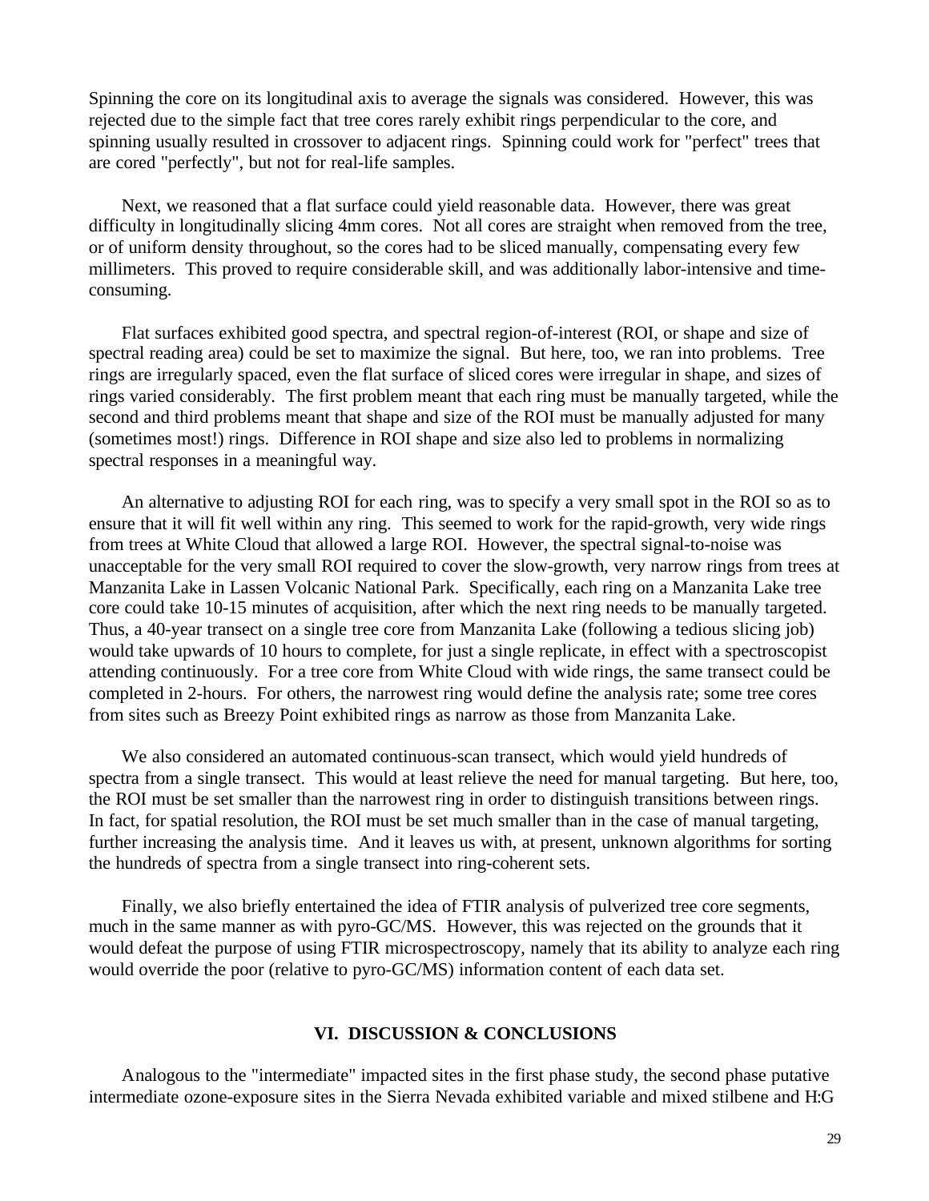Spinning the core on its longitudinal axis to average the signals was considered. However, this was rejected due to the simple fact that tree cores rarely exhibit rings perpendicular to the core, and spinning usually resulted in crossover to adjacent rings. Spinning could work for "perfect" trees that are cored "perfectly", but not for real-life samples.

Next, we reasoned that a flat surface could yield reasonable data. However, there was great difficulty in longitudinally slicing 4mm cores. Not all cores are straight when removed from the tree, or of uniform density throughout, so the cores had to be sliced manually, compensating every few millimeters. This proved to require considerable skill, and was additionally labor-intensive and time-consuming.

Flat surfaces exhibited good spectra, and spectral region-of-interest (ROI, or shape and size of spectral reading area) could be set to maximize the signal. But here, too, we ran into problems. Tree rings are irregularly spaced, even the flat surface of sliced cores were irregular in shape, and sizes of rings varied considerably. The first problem meant that each ring must be manually targeted, while the second and third problems meant that shape and size of the ROI must be manually adjusted for many (sometimes most!) rings. Difference in ROI shape and size also led to problems in normalizing spectral responses in a meaningful way.

An alternative to adjusting ROI for each ring, was to specify a very small spot in the ROI so as to ensure that it will fit well within any ring. This seemed to work for the rapid-growth, very wide rings from trees at White Cloud that allowed a large ROI. However, the spectral signal-to-noise was unacceptable for the very small ROI required to cover the slow-growth, very narrow rings from trees at Manzanita Lake in Lassen Volcanic National Park. Specifically, each ring on a Manzanita Lake tree core could take 10-15 minutes of acquisition, after which the next ring needs to be manually targeted. Thus, a 40-year transect on a single tree core from Manzanita Lake (following a tedious slicing job) would take upwards of 10 hours to complete, for just a single replicate, in effect with a spectroscopist attending continuously. For a tree core from White Cloud with wide rings, the same transect could be completed in 2-hours. For others, the narrowest ring would define the analysis rate; some tree cores from sites such as Breezy Point exhibited rings as narrow as those from Manzanita Lake.

We also considered an automated continuous-scan transect, which would yield hundreds of spectra from a single transect. This would at least relieve the need for manual targeting. But here, too, the ROI must be set smaller than the narrowest ring in order to distinguish transitions between rings. In fact, for spatial resolution, the ROI must be set much smaller than in the case of manual targeting, further increasing the analysis time. And it leaves us with, at present, unknown algorithms for sorting the hundreds of spectra from a single transect into ring-coherent sets.

Finally, we also briefly entertained the idea of FTIR analysis of pulverized tree core segments, much in the same manner as with pyro-GC/MS. However, this was rejected on the grounds that it would defeat the purpose of using FTIR microspectroscopy, namely that its ability to analyze each ring would override the poor (relative to pyro-GC/MS) information content of each data set.

## VI. DISCUSSION & CONCLUSIONS

Analogous to the "intermediate" impacted sites in the first phase study, the second phase putative intermediate ozone-exposure sites in the Sierra Nevada exhibited variable and mixed stilbene and H:G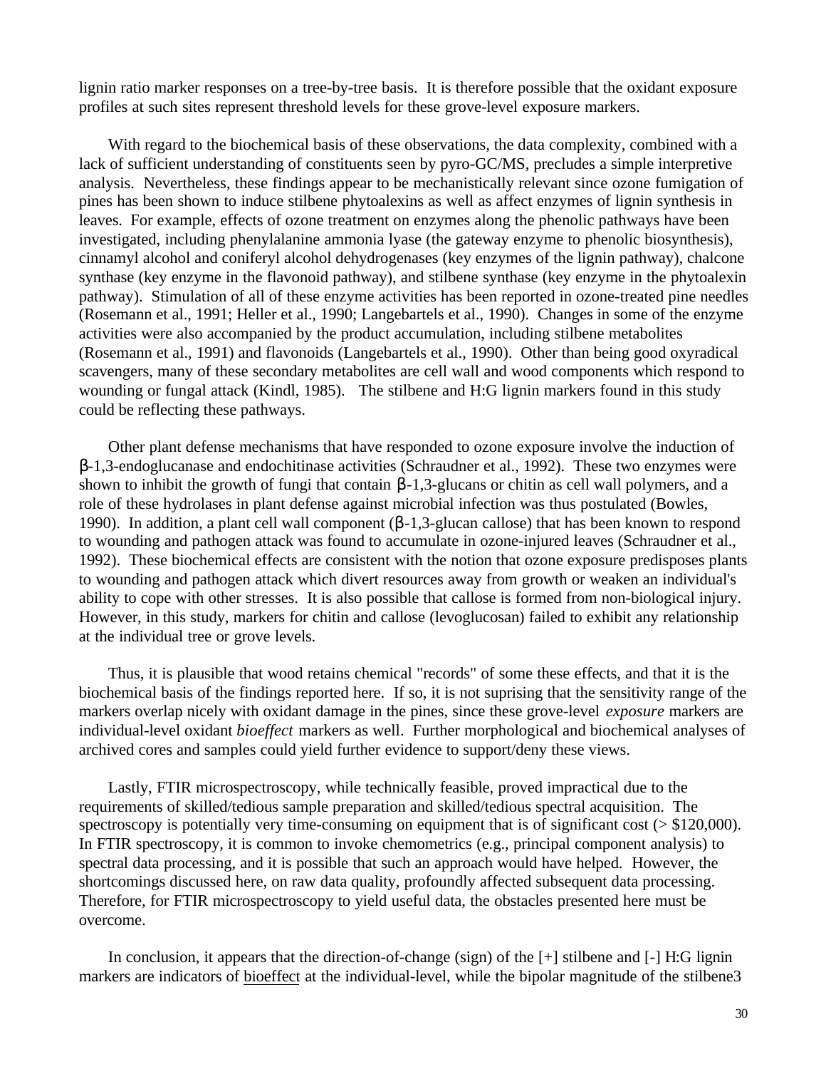lignin ratio marker responses on a tree-by-tree basis. It is therefore possible that the oxidant exposure profiles at such sites represent threshold levels for these grove-level exposure markers.

With regard to the biochemical basis of these observations, the data complexity, combined with a lack of sufficient understanding of constituents seen by pyro-GC/MS, precludes a simple interpretive analysis. Nevertheless, these findings appear to be mechanistically relevant since ozone fumigation of pines has been shown to induce stilbene phytoalexins as well as affect enzymes of lignin synthesis in leaves. For example, effects of ozone treatment on enzymes along the phenolic pathways have been investigated, including phenylalanine ammonia lyase (the gateway enzyme to phenolic biosynthesis), cinnamyl alcohol and coniferyl alcohol dehydrogenases (key enzymes of the lignin pathway), chalcone synthase (key enzyme in the flavonoid pathway), and stilbene synthase (key enzyme in the phytoalexin pathway). Stimulation of all of these enzyme activities has been reported in ozone-treated pine needles (Rosemann et al., 1991; Heller et al., 1990; Langebartels et al., 1990). Changes in some of the enzyme activities were also accompanied by the product accumulation, including stilbene metabolites (Rosemann et al., 1991) and flavonoids (Langebartels et al., 1990). Other than being good oxyradical scavengers, many of these secondary metabolites are cell wall and wood components which respond to wounding or fungal attack (Kindl, 1985). The stilbene and H:G lignin markers found in this study could be reflecting these pathways.

Other plant defense mechanisms that have responded to ozone exposure involve the induction of β-1,3-endoglucanase and endochitinase activities (Schraudner et al., 1992). These two enzymes were shown to inhibit the growth of fungi that contain β-1,3-glucans or chitin as cell wall polymers, and a role of these hydrolases in plant defense against microbial infection was thus postulated (Bowles, 1990). In addition, a plant cell wall component (β-1,3-glucan callose) that has been known to respond to wounding and pathogen attack was found to accumulate in ozone-injured leaves (Schraudner et al., 1992). These biochemical effects are consistent with the notion that ozone exposure predisposes plants to wounding and pathogen attack which divert resources away from growth or weaken an individual's ability to cope with other stresses. It is also possible that callose is formed from non-biological injury. However, in this study, markers for chitin and callose (levoglucosan) failed to exhibit any relationship at the individual tree or grove levels.

Thus, it is plausible that wood retains chemical "records" of some these effects, and that it is the biochemical basis of the findings reported here. If so, it is not suprising that the sensitivity range of the markers overlap nicely with oxidant damage in the pines, since these grove-level *exposure* markers are individual-level oxidant *bioeffect* markers as well. Further morphological and biochemical analyses of archived cores and samples could yield further evidence to support/deny these views.

Lastly, FTIR microspectroscopy, while technically feasible, proved impractical due to the requirements of skilled/tedious sample preparation and skilled/tedious spectral acquisition. The spectroscopy is potentially very time-consuming on equipment that is of significant cost (> $120,000). In FTIR spectroscopy, it is common to invoke chemometrics (e.g., principal component analysis) to spectral data processing, and it is possible that such an approach would have helped. However, the shortcomings discussed here, on raw data quality, profoundly affected subsequent data processing. Therefore, for FTIR microspectroscopy to yield useful data, the obstacles presented here must be overcome.

In conclusion, it appears that the direction-of-change (sign) of the [+] stilbene and [-] H:G lignin markers are indicators of <u>bioeffect</u> at the individual-level, while the bipolar magnitude of the stilbene3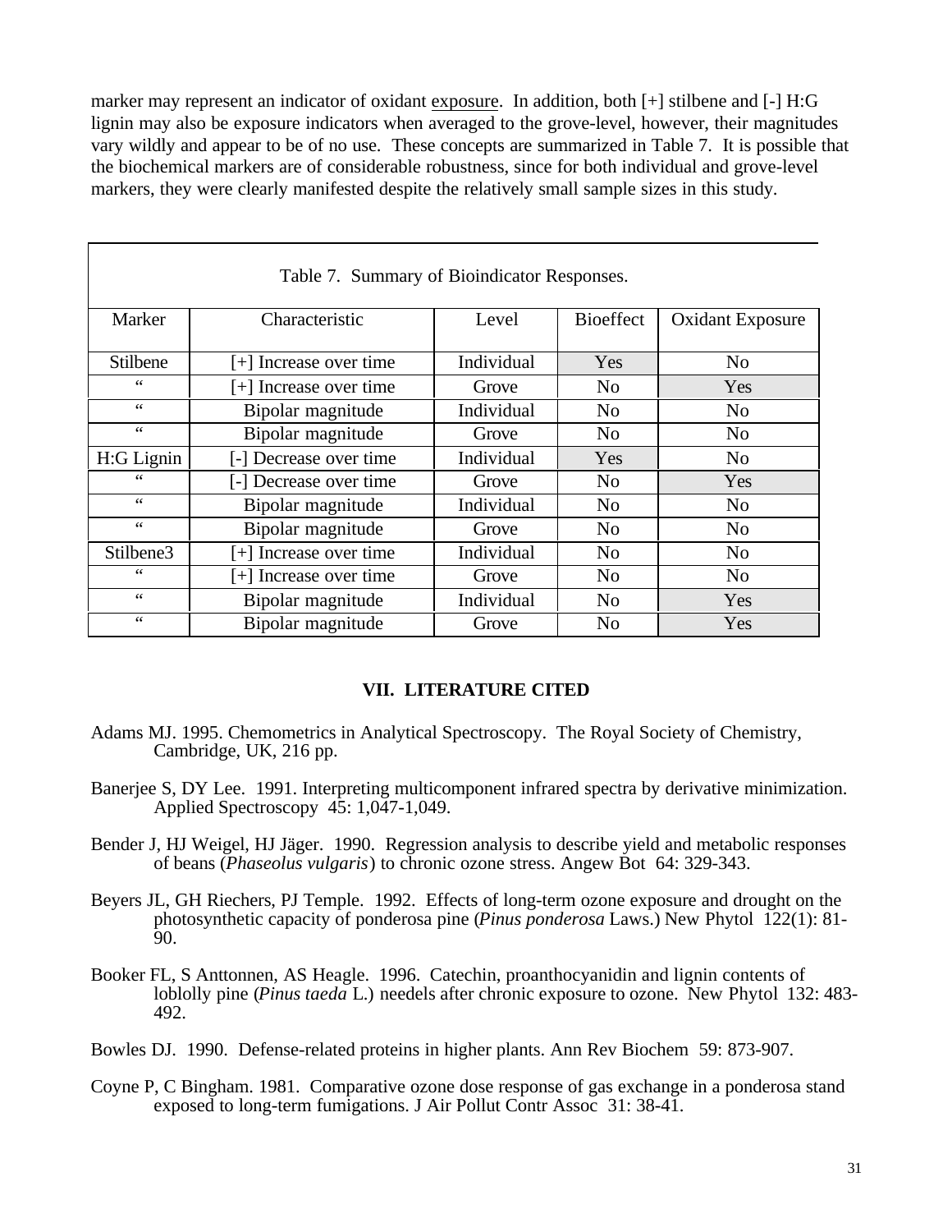marker may represent an indicator of oxidant exposure. In addition, both [+] stilbene and [-] H:G lignin may also be exposure indicators when averaged to the grove-level, however, their magnitudes vary wildly and appear to be of no use. These concepts are summarized in Table 7. It is possible that the biochemical markers are of considerable robustness, since for both individual and grove-level markers, they were clearly manifested despite the relatively small sample sizes in this study.

Table 7. Summary of Bioindicator Responses.

| Marker | Characteristic | Level | Bioeffect | Oxidant Exposure |
|---|---|---|---|---|
| Stilbene | [+] Increase over time | Individual | Yes | No |
| " | [+] Increase over time | Grove | No | Yes |
| " | Bipolar magnitude | Individual | No | No |
| " | Bipolar magnitude | Grove | No | No |
| H:G Lignin | [-] Decrease over time | Individual | Yes | No |
| " | [-] Decrease over time | Grove | No | Yes |
| " | Bipolar magnitude | Individual | No | No |
| " | Bipolar magnitude | Grove | No | No |
| Stilbene3 | [+] Increase over time | Individual | No | No |
| " | [+] Increase over time | Grove | No | No |
| " | Bipolar magnitude | Individual | No | Yes |
| " | Bipolar magnitude | Grove | No | Yes |

## VII. LITERATURE CITED

Adams MJ. 1995. Chemometrics in Analytical Spectroscopy. The Royal Society of Chemistry, Cambridge, UK, 216 pp.

Banerjee S, DY Lee. 1991. Interpreting multicomponent infrared spectra by derivative minimization. Applied Spectroscopy 45: 1,047-1,049.

Bender J, HJ Weigel, HJ Jäger. 1990. Regression analysis to describe yield and metabolic responses of beans (*Phaseolus vulgaris*) to chronic ozone stress. Angew Bot 64: 329-343.

Beyers JL, GH Riechers, PJ Temple. 1992. Effects of long-term ozone exposure and drought on the photosynthetic capacity of ponderosa pine (*Pinus ponderosa* Laws.) New Phytol 122(1): 81-90.

Booker FL, S Anttonnen, AS Heagle. 1996. Catechin, proanthocyanidin and lignin contents of loblolly pine (*Pinus taeda* L.) needels after chronic exposure to ozone. New Phytol 132: 483-492.

Bowles DJ. 1990. Defense-related proteins in higher plants. Ann Rev Biochem 59: 873-907.

Coyne P, C Bingham. 1981. Comparative ozone dose response of gas exchange in a ponderosa stand exposed to long-term fumigations. J Air Pollut Contr Assoc 31: 38-41.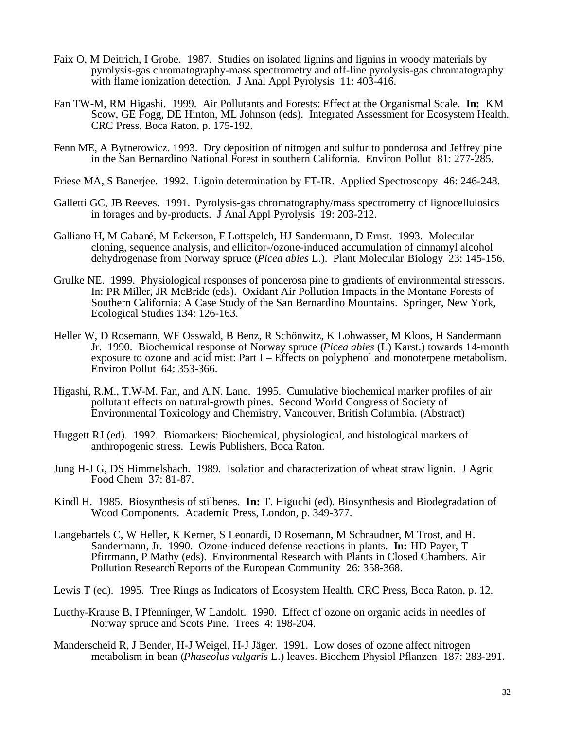Faix O, M Deitrich, I Grobe. 1987. Studies on isolated lignins and lignins in woody materials by pyrolysis-gas chromatography-mass spectrometry and off-line pyrolysis-gas chromatography with flame ionization detection. J Anal Appl Pyrolysis 11: 403-416.

Fan TW-M, RM Higashi. 1999. Air Pollutants and Forests: Effect at the Organismal Scale. **In:** KM Scow, GE Fogg, DE Hinton, ML Johnson (eds). Integrated Assessment for Ecosystem Health. CRC Press, Boca Raton, p. 175-192.

Fenn ME, A Bytnerowicz. 1993. Dry deposition of nitrogen and sulfur to ponderosa and Jeffrey pine in the San Bernardino National Forest in southern California. Environ Pollut 81: 277-285.

Friese MA, S Banerjee. 1992. Lignin determination by FT-IR. Applied Spectroscopy 46: 246-248.

Galletti GC, JB Reeves. 1991. Pyrolysis-gas chromatography/mass spectrometry of lignocellulosics in forages and by-products. J Anal Appl Pyrolysis 19: 203-212.

Galliano H, M Cabané, M Eckerson, F Lottspelch, HJ Sandermann, D Ernst. 1993. Molecular cloning, sequence analysis, and ellicitor-/ozone-induced accumulation of cinnamyl alcohol dehydrogenase from Norway spruce (*Picea abies* L.). Plant Molecular Biology 23: 145-156.

Grulke NE. 1999. Physiological responses of ponderosa pine to gradients of environmental stressors. In: PR Miller, JR McBride (eds). Oxidant Air Pollution Impacts in the Montane Forests of Southern California: A Case Study of the San Bernardino Mountains. Springer, New York, Ecological Studies 134: 126-163.

Heller W, D Rosemann, WF Osswald, B Benz, R Schönwitz, K Lohwasser, M Kloos, H Sandermann Jr. 1990. Biochemical response of Norway spruce (*Picea abies* (L) Karst.) towards 14-month exposure to ozone and acid mist: Part I – Effects on polyphenol and monoterpene metabolism. Environ Pollut 64: 353-366.

Higashi, R.M., T.W-M. Fan, and A.N. Lane. 1995. Cumulative biochemical marker profiles of air pollutant effects on natural-growth pines. Second World Congress of Society of Environmental Toxicology and Chemistry, Vancouver, British Columbia. (Abstract)

Huggett RJ (ed). 1992. Biomarkers: Biochemical, physiological, and histological markers of anthropogenic stress. Lewis Publishers, Boca Raton.

Jung H-J G, DS Himmelsbach. 1989. Isolation and characterization of wheat straw lignin. J Agric Food Chem 37: 81-87.

Kindl H. 1985. Biosynthesis of stilbenes. **In:** T. Higuchi (ed). Biosynthesis and Biodegradation of Wood Components. Academic Press, London, p. 349-377.

Langebartels C, W Heller, K Kerner, S Leonardi, D Rosemann, M Schraudner, M Trost, and H. Sandermann, Jr. 1990. Ozone-induced defense reactions in plants. **In:** HD Payer, T Pfirrmann, P Mathy (eds). Environmental Research with Plants in Closed Chambers. Air Pollution Research Reports of the European Community 26: 358-368.

Lewis T (ed). 1995. Tree Rings as Indicators of Ecosystem Health. CRC Press, Boca Raton, p. 12.

Luethy-Krause B, I Pfenninger, W Landolt. 1990. Effect of ozone on organic acids in needles of Norway spruce and Scots Pine. Trees 4: 198-204.

Manderscheid R, J Bender, H-J Weigel, H-J Jäger. 1991. Low doses of ozone affect nitrogen metabolism in bean (*Phaseolus vulgaris* L.) leaves. Biochem Physiol Pflanzen 187: 283-291.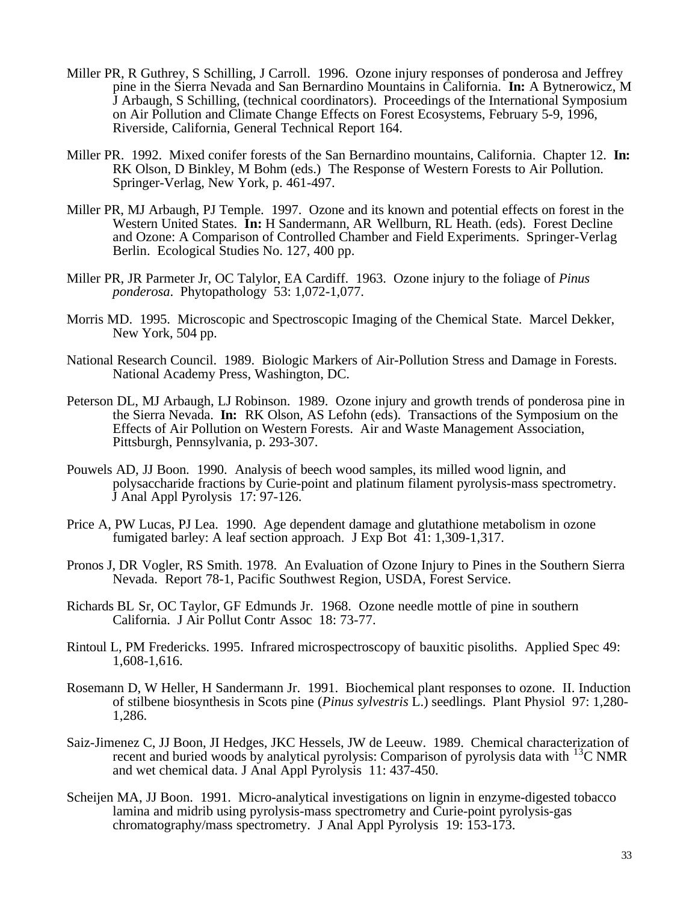Miller PR, R Guthrey, S Schilling, J Carroll. 1996. Ozone injury responses of ponderosa and Jeffrey pine in the Sierra Nevada and San Bernardino Mountains in California. **In:** A Bytnerowicz, M J Arbaugh, S Schilling, (technical coordinators). Proceedings of the International Symposium on Air Pollution and Climate Change Effects on Forest Ecosystems, February 5-9, 1996, Riverside, California, General Technical Report 164.

Miller PR. 1992. Mixed conifer forests of the San Bernardino mountains, California. Chapter 12. **In:** RK Olson, D Binkley, M Bohm (eds.) The Response of Western Forests to Air Pollution. Springer-Verlag, New York, p. 461-497.

Miller PR, MJ Arbaugh, PJ Temple. 1997. Ozone and its known and potential effects on forest in the Western United States. **In:** H Sandermann, AR Wellburn, RL Heath. (eds). Forest Decline and Ozone: A Comparison of Controlled Chamber and Field Experiments. Springer-Verlag Berlin. Ecological Studies No. 127, 400 pp.

Miller PR, JR Parmeter Jr, OC Talylor, EA Cardiff. 1963. Ozone injury to the foliage of *Pinus ponderosa*. Phytopathology 53: 1,072-1,077.

Morris MD. 1995. Microscopic and Spectroscopic Imaging of the Chemical State. Marcel Dekker, New York, 504 pp.

National Research Council. 1989. Biologic Markers of Air-Pollution Stress and Damage in Forests. National Academy Press, Washington, DC.

Peterson DL, MJ Arbaugh, LJ Robinson. 1989. Ozone injury and growth trends of ponderosa pine in the Sierra Nevada. **In:** RK Olson, AS Lefohn (eds). Transactions of the Symposium on the Effects of Air Pollution on Western Forests. Air and Waste Management Association, Pittsburgh, Pennsylvania, p. 293-307.

Pouwels AD, JJ Boon. 1990. Analysis of beech wood samples, its milled wood lignin, and polysaccharide fractions by Curie-point and platinum filament pyrolysis-mass spectrometry. J Anal Appl Pyrolysis 17: 97-126.

Price A, PW Lucas, PJ Lea. 1990. Age dependent damage and glutathione metabolism in ozone fumigated barley: A leaf section approach. J Exp Bot 41: 1,309-1,317.

Pronos J, DR Vogler, RS Smith. 1978. An Evaluation of Ozone Injury to Pines in the Southern Sierra Nevada. Report 78-1, Pacific Southwest Region, USDA, Forest Service.

Richards BL Sr, OC Taylor, GF Edmunds Jr. 1968. Ozone needle mottle of pine in southern California. J Air Pollut Contr Assoc 18: 73-77.

Rintoul L, PM Fredericks. 1995. Infrared microspectroscopy of bauxitic pisoliths. Applied Spec 49: 1,608-1,616.

Rosemann D, W Heller, H Sandermann Jr. 1991. Biochemical plant responses to ozone. II. Induction of stilbene biosynthesis in Scots pine (*Pinus sylvestris* L.) seedlings. Plant Physiol 97: 1,280-1,286.

Saiz-Jimenez C, JJ Boon, JI Hedges, JKC Hessels, JW de Leeuw. 1989. Chemical characterization of recent and buried woods by analytical pyrolysis: Comparison of pyrolysis data with $^{13}$C NMR and wet chemical data. J Anal Appl Pyrolysis 11: 437-450.

Scheijen MA, JJ Boon. 1991. Micro-analytical investigations on lignin in enzyme-digested tobacco lamina and midrib using pyrolysis-mass spectrometry and Curie-point pyrolysis-gas chromatography/mass spectrometry. J Anal Appl Pyrolysis 19: 153-173.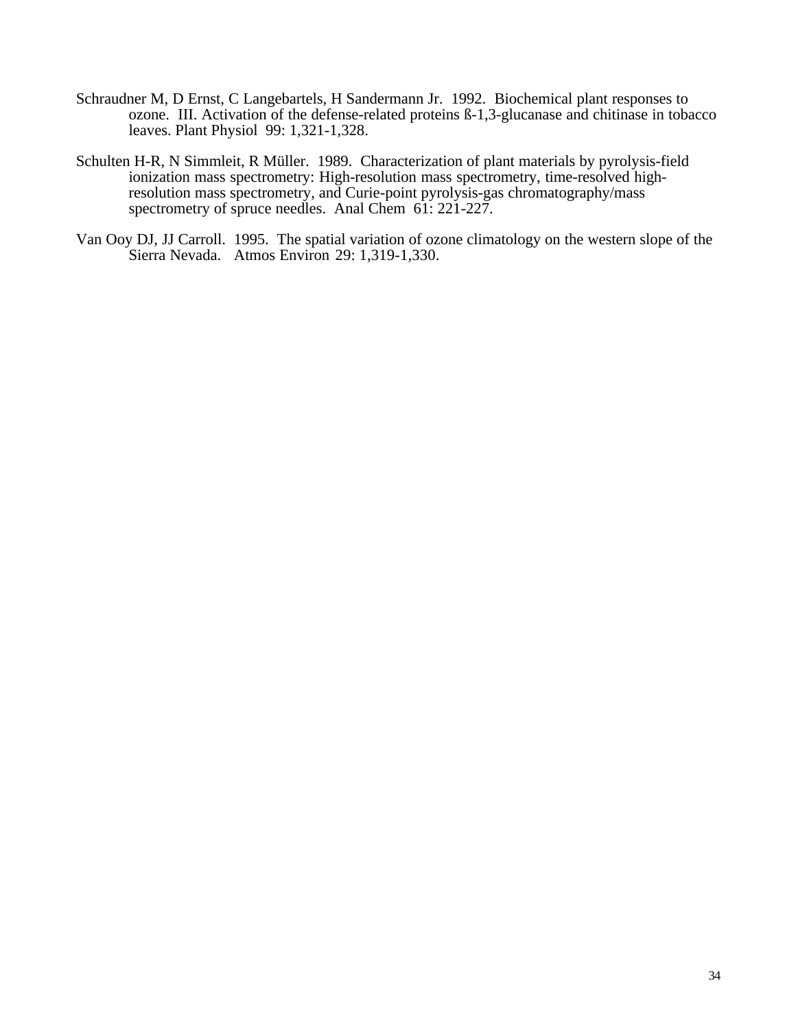Schraudner M, D Ernst, C Langebartels, H Sandermann Jr. 1992. Biochemical plant responses to ozone. III. Activation of the defense-related proteins ß-1,3-glucanase and chitinase in tobacco leaves. Plant Physiol 99: 1,321-1,328.

Schulten H-R, N Simmleit, R Müller. 1989. Characterization of plant materials by pyrolysis-field ionization mass spectrometry: High-resolution mass spectrometry, time-resolved high-resolution mass spectrometry, and Curie-point pyrolysis-gas chromatography/mass spectrometry of spruce needles. Anal Chem 61: 221-227.

Van Ooy DJ, JJ Carroll. 1995. The spatial variation of ozone climatology on the western slope of the Sierra Nevada. Atmos Environ 29: 1,319-1,330.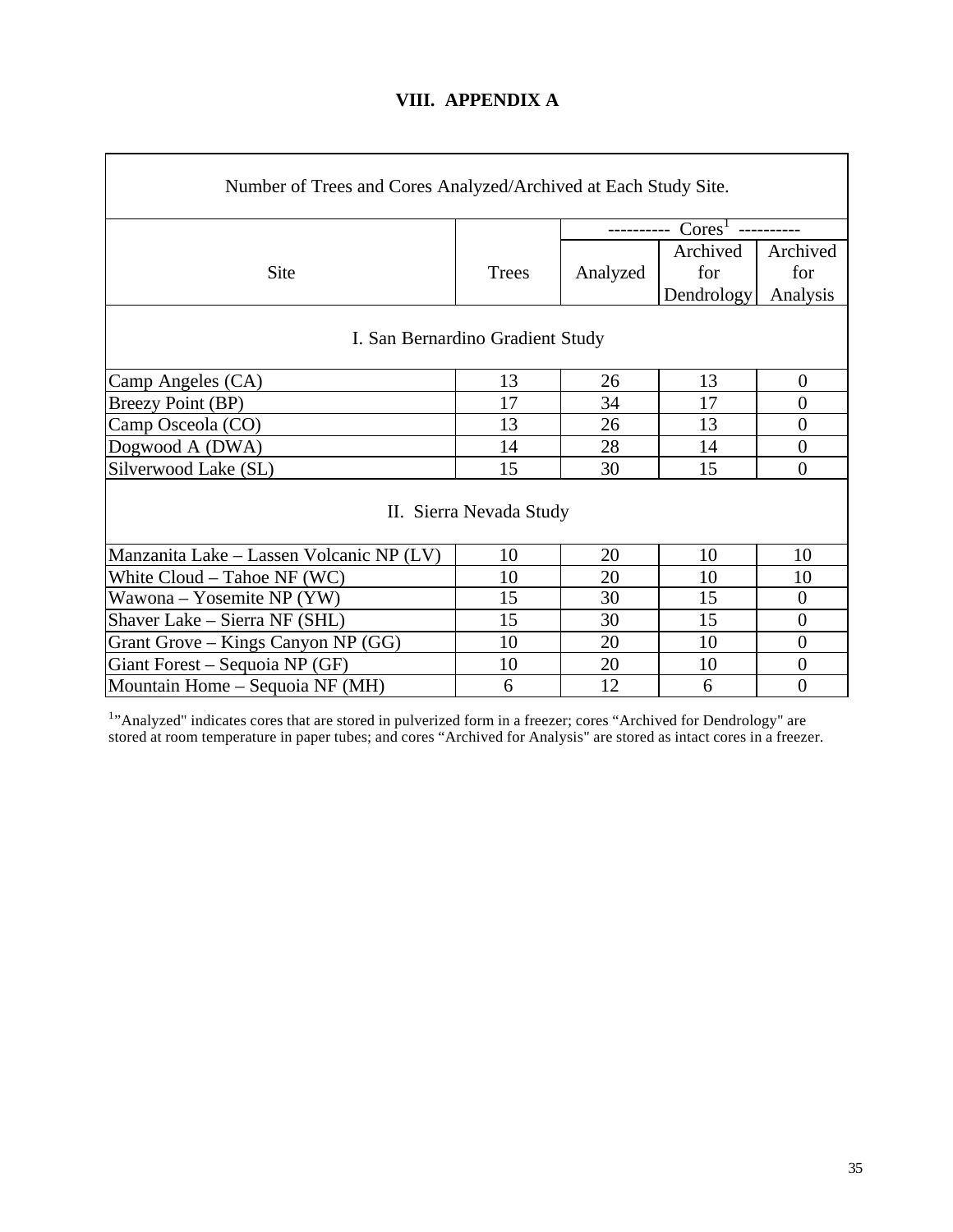# VIII. APPENDIX A

Number of Trees and Cores Analyzed/Archived at Each Study Site.

| Site | Trees | ---------- Cores[1] ---------- | | |
|---|---|---|---|---|
| | | Analyzed | Archived for Dendrology | Archived for Analysis |
| **I. San Bernardino Gradient Study** | | | | |
| Camp Angeles (CA) | 13 | 26 | 13 | 0 |
| Breezy Point (BP) | 17 | 34 | 17 | 0 |
| Camp Osceola (CO) | 13 | 26 | 13 | 0 |
| Dogwood A (DWA) | 14 | 28 | 14 | 0 |
| Silverwood Lake (SL) | 15 | 30 | 15 | 0 |
| **II. Sierra Nevada Study** | | | | |
| Manzanita Lake – Lassen Volcanic NP (LV) | 10 | 20 | 10 | 10 |
| White Cloud – Tahoe NF (WC) | 10 | 20 | 10 | 10 |
| Wawona – Yosemite NP (YW) | 15 | 30 | 15 | 0 |
| Shaver Lake – Sierra NF (SHL) | 15 | 30 | 15 | 0 |
| Grant Grove – Kings Canyon NP (GG) | 10 | 20 | 10 | 0 |
| Giant Forest – Sequoia NP (GF) | 10 | 20 | 10 | 0 |
| Mountain Home – Sequoia NF (MH) | 6 | 12 | 6 | 0 |

[1]"Analyzed" indicates cores that are stored in pulverized form in a freezer; cores "Archived for Dendrology" are stored at room temperature in paper tubes; and cores "Archived for Analysis" are stored as intact cores in a freezer.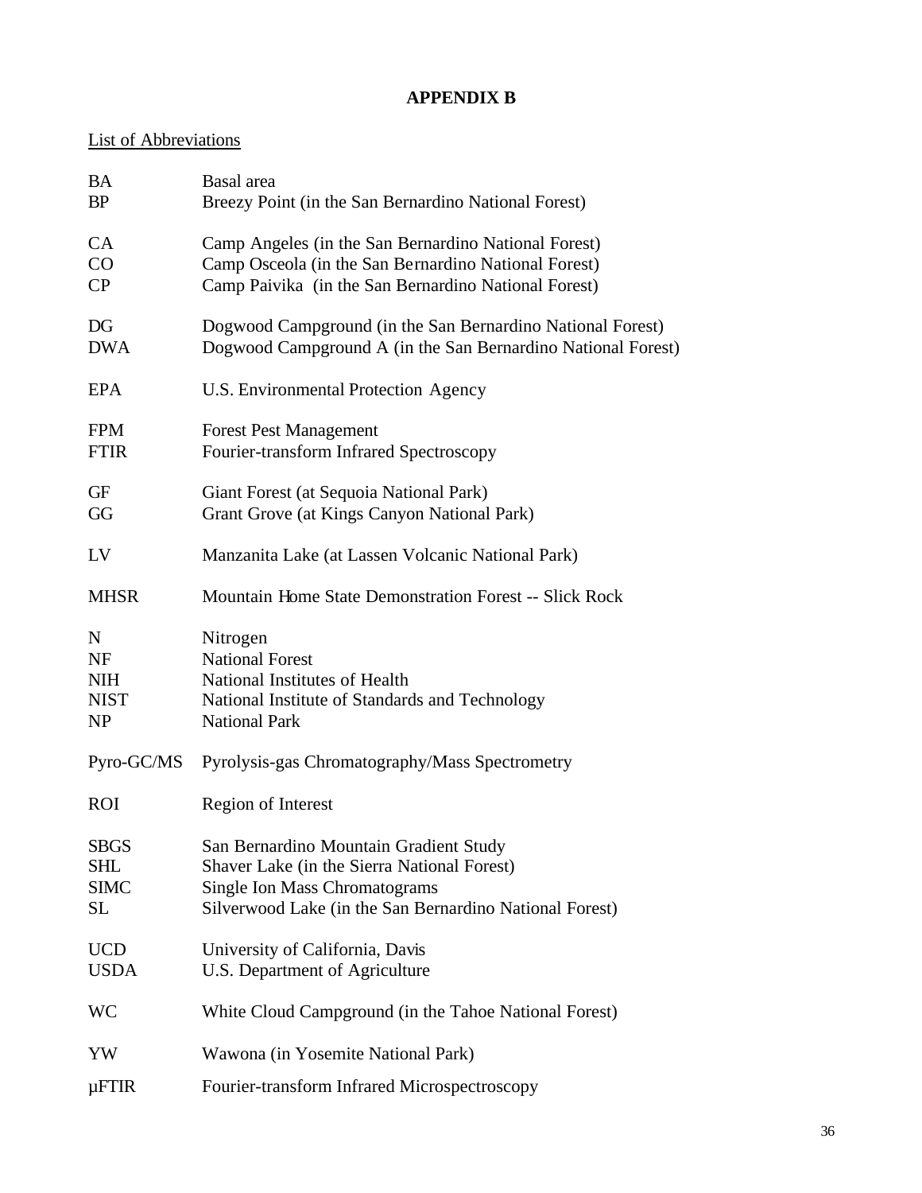# APPENDIX B

List of Abbreviations

| | |
|---|---|
| BA | Basal area |
| BP | Breezy Point (in the San Bernardino National Forest) |
| CA | Camp Angeles (in the San Bernardino National Forest) |
| CO | Camp Osceola (in the San Bernardino National Forest) |
| CP | Camp Paivika (in the San Bernardino National Forest) |
| DG | Dogwood Campground (in the San Bernardino National Forest) |
| DWA | Dogwood Campground A (in the San Bernardino National Forest) |
| EPA | U.S. Environmental Protection Agency |
| FPM | Forest Pest Management |
| FTIR | Fourier-transform Infrared Spectroscopy |
| GF | Giant Forest (at Sequoia National Park) |
| GG | Grant Grove (at Kings Canyon National Park) |
| LV | Manzanita Lake (at Lassen Volcanic National Park) |
| MHSR | Mountain Home State Demonstration Forest -- Slick Rock |
| N | Nitrogen |
| NF | National Forest |
| NIH | National Institutes of Health |
| NIST | National Institute of Standards and Technology |
| NP | National Park |
| Pyro-GC/MS | Pyrolysis-gas Chromatography/Mass Spectrometry |
| ROI | Region of Interest |
| SBGS | San Bernardino Mountain Gradient Study |
| SHL | Shaver Lake (in the Sierra National Forest) |
| SIMC | Single Ion Mass Chromatograms |
| SL | Silverwood Lake (in the San Bernardino National Forest) |
| UCD | University of California, Davis |
| USDA | U.S. Department of Agriculture |
| WC | White Cloud Campground (in the Tahoe National Forest) |
| YW | Wawona (in Yosemite National Park) |
| µFTIR | Fourier-transform Infrared Microspectroscopy |